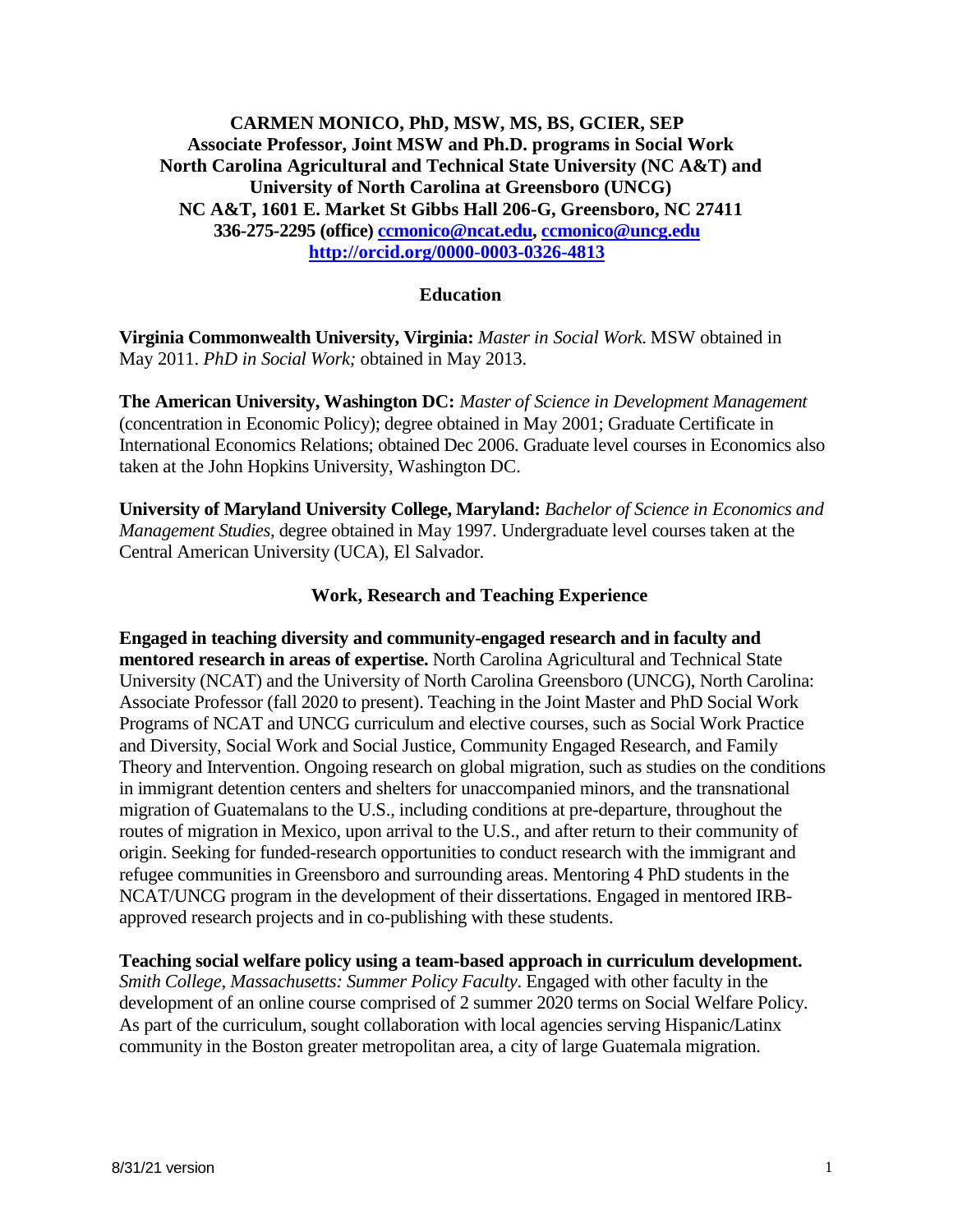**CARMEN MONICO, PhD, MSW, MS, BS, GCIER, SEP**
**Associate Professor, Joint MSW and Ph.D. programs in Social Work**
**North Carolina Agricultural and Technical State University (NC A&T) and University of North Carolina at Greensboro (UNCG)**
**NC A&T, 1601 E. Market St Gibbs Hall 206-G, Greensboro, NC 27411**
**336-275-2295 (office) ccmonico@ncat.edu, ccmonico@uncg.edu**
**http://orcid.org/0000-0003-0326-4813**

## Education

**Virginia Commonwealth University, Virginia:** *Master in Social Work*. MSW obtained in May 2011. *PhD in Social Work;* obtained in May 2013.

**The American University, Washington DC:** *Master of Science in Development Management* (concentration in Economic Policy); degree obtained in May 2001; Graduate Certificate in International Economics Relations; obtained Dec 2006. Graduate level courses in Economics also taken at the John Hopkins University, Washington DC.

**University of Maryland University College, Maryland:** *Bachelor of Science in Economics and Management Studies*, degree obtained in May 1997. Undergraduate level courses taken at the Central American University (UCA), El Salvador.

## Work, Research and Teaching Experience

**Engaged in teaching diversity and community-engaged research and in faculty and mentored research in areas of expertise.** North Carolina Agricultural and Technical State University (NCAT) and the University of North Carolina Greensboro (UNCG), North Carolina: Associate Professor (fall 2020 to present). Teaching in the Joint Master and PhD Social Work Programs of NCAT and UNCG curriculum and elective courses, such as Social Work Practice and Diversity, Social Work and Social Justice, Community Engaged Research, and Family Theory and Intervention. Ongoing research on global migration, such as studies on the conditions in immigrant detention centers and shelters for unaccompanied minors, and the transnational migration of Guatemalans to the U.S., including conditions at pre-departure, throughout the routes of migration in Mexico, upon arrival to the U.S., and after return to their community of origin. Seeking for funded-research opportunities to conduct research with the immigrant and refugee communities in Greensboro and surrounding areas. Mentoring 4 PhD students in the NCAT/UNCG program in the development of their dissertations. Engaged in mentored IRB-approved research projects and in co-publishing with these students.

**Teaching social welfare policy using a team-based approach in curriculum development.** *Smith College, Massachusetts: Summer Policy Faculty*. Engaged with other faculty in the development of an online course comprised of 2 summer 2020 terms on Social Welfare Policy. As part of the curriculum, sought collaboration with local agencies serving Hispanic/Latinx community in the Boston greater metropolitan area, a city of large Guatemala migration.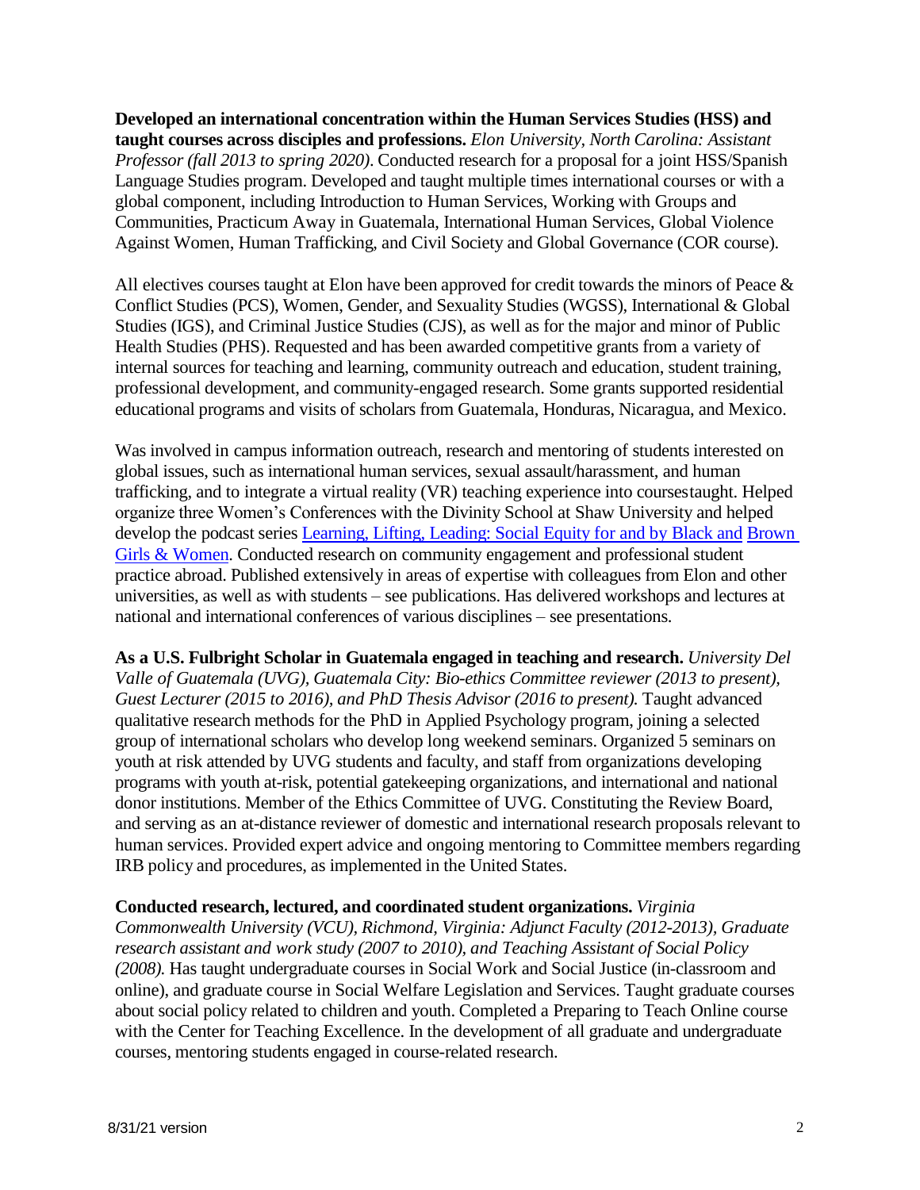**Developed an international concentration within the Human Services Studies (HSS) and taught courses across disciples and professions.** *Elon University, North Carolina: Assistant Professor (fall 2013 to spring 2020)*. Conducted research for a proposal for a joint HSS/Spanish Language Studies program. Developed and taught multiple times international courses or with a global component, including Introduction to Human Services, Working with Groups and Communities, Practicum Away in Guatemala, International Human Services, Global Violence Against Women, Human Trafficking, and Civil Society and Global Governance (COR course).

All electives courses taught at Elon have been approved for credit towards the minors of Peace & Conflict Studies (PCS), Women, Gender, and Sexuality Studies (WGSS), International & Global Studies (IGS), and Criminal Justice Studies (CJS), as well as for the major and minor of Public Health Studies (PHS). Requested and has been awarded competitive grants from a variety of internal sources for teaching and learning, community outreach and education, student training, professional development, and community-engaged research. Some grants supported residential educational programs and visits of scholars from Guatemala, Honduras, Nicaragua, and Mexico.

Was involved in campus information outreach, research and mentoring of students interested on global issues, such as international human services, sexual assault/harassment, and human trafficking, and to integrate a virtual reality (VR) teaching experience into coursestaught. Helped organize three Women's Conferences with the Divinity School at Shaw University and helped develop the podcast series Learning, Lifting, Leading: Social Equity for and by Black and Brown Girls & Women. Conducted research on community engagement and professional student practice abroad. Published extensively in areas of expertise with colleagues from Elon and other universities, as well as with students – see publications. Has delivered workshops and lectures at national and international conferences of various disciplines – see presentations.

**As a U.S. Fulbright Scholar in Guatemala engaged in teaching and research.** *University Del Valle of Guatemala (UVG), Guatemala City: Bio-ethics Committee reviewer (2013 to present), Guest Lecturer (2015 to 2016), and PhD Thesis Advisor (2016 to present).* Taught advanced qualitative research methods for the PhD in Applied Psychology program, joining a selected group of international scholars who develop long weekend seminars. Organized 5 seminars on youth at risk attended by UVG students and faculty, and staff from organizations developing programs with youth at-risk, potential gatekeeping organizations, and international and national donor institutions. Member of the Ethics Committee of UVG. Constituting the Review Board, and serving as an at-distance reviewer of domestic and international research proposals relevant to human services. Provided expert advice and ongoing mentoring to Committee members regarding IRB policy and procedures, as implemented in the United States.

**Conducted research, lectured, and coordinated student organizations.** *Virginia Commonwealth University (VCU), Richmond, Virginia: Adjunct Faculty (2012-2013), Graduate research assistant and work study (2007 to 2010), and Teaching Assistant of Social Policy (2008).* Has taught undergraduate courses in Social Work and Social Justice (in-classroom and online), and graduate course in Social Welfare Legislation and Services. Taught graduate courses about social policy related to children and youth. Completed a Preparing to Teach Online course with the Center for Teaching Excellence. In the development of all graduate and undergraduate courses, mentoring students engaged in course-related research.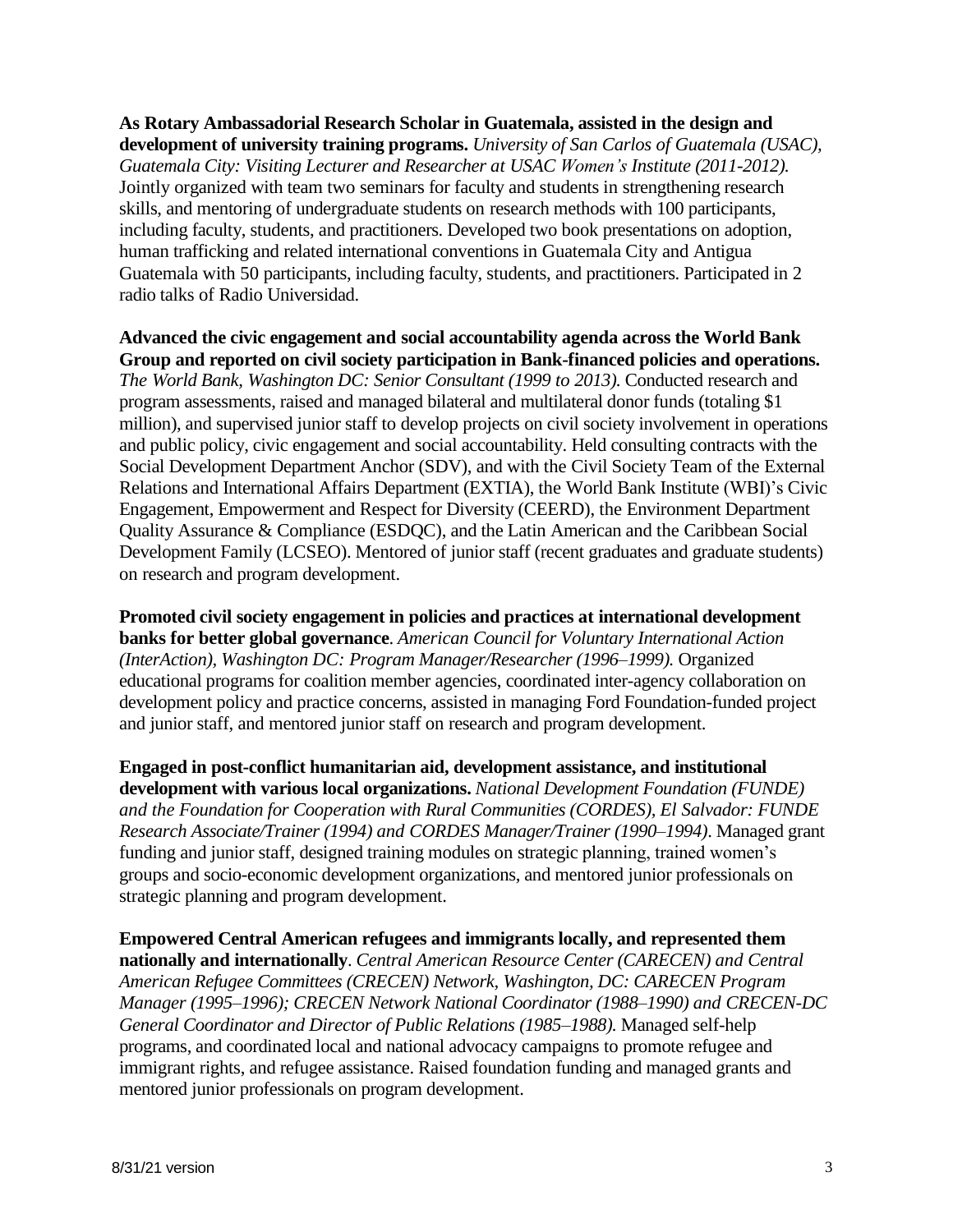**As Rotary Ambassadorial Research Scholar in Guatemala, assisted in the design and development of university training programs.** *University of San Carlos of Guatemala (USAC), Guatemala City: Visiting Lecturer and Researcher at USAC Women's Institute (2011-2012).* Jointly organized with team two seminars for faculty and students in strengthening research skills, and mentoring of undergraduate students on research methods with 100 participants, including faculty, students, and practitioners. Developed two book presentations on adoption, human trafficking and related international conventions in Guatemala City and Antigua Guatemala with 50 participants, including faculty, students, and practitioners. Participated in 2 radio talks of Radio Universidad.

**Advanced the civic engagement and social accountability agenda across the World Bank Group and reported on civil society participation in Bank-financed policies and operations.** *The World Bank, Washington DC: Senior Consultant (1999 to 2013).* Conducted research and program assessments, raised and managed bilateral and multilateral donor funds (totaling $1 million), and supervised junior staff to develop projects on civil society involvement in operations and public policy, civic engagement and social accountability. Held consulting contracts with the Social Development Department Anchor (SDV), and with the Civil Society Team of the External Relations and International Affairs Department (EXTIA), the World Bank Institute (WBI)'s Civic Engagement, Empowerment and Respect for Diversity (CEERD), the Environment Department Quality Assurance & Compliance (ESDQC), and the Latin American and the Caribbean Social Development Family (LCSEO). Mentored of junior staff (recent graduates and graduate students) on research and program development.

**Promoted civil society engagement in policies and practices at international development banks for better global governance**. *American Council for Voluntary International Action (InterAction), Washington DC: Program Manager/Researcher (1996–1999).* Organized educational programs for coalition member agencies, coordinated inter-agency collaboration on development policy and practice concerns, assisted in managing Ford Foundation-funded project and junior staff, and mentored junior staff on research and program development.

**Engaged in post-conflict humanitarian aid, development assistance, and institutional development with various local organizations.** *National Development Foundation (FUNDE) and the Foundation for Cooperation with Rural Communities (CORDES), El Salvador: FUNDE Research Associate/Trainer (1994) and CORDES Manager/Trainer (1990–1994)*. Managed grant funding and junior staff, designed training modules on strategic planning, trained women's groups and socio-economic development organizations, and mentored junior professionals on strategic planning and program development.

**Empowered Central American refugees and immigrants locally, and represented them nationally and internationally**. *Central American Resource Center (CARECEN) and Central American Refugee Committees (CRECEN) Network, Washington, DC: CARECEN Program Manager (1995–1996); CRECEN Network National Coordinator (1988–1990) and CRECEN-DC General Coordinator and Director of Public Relations (1985–1988).* Managed self-help programs, and coordinated local and national advocacy campaigns to promote refugee and immigrant rights, and refugee assistance. Raised foundation funding and managed grants and mentored junior professionals on program development.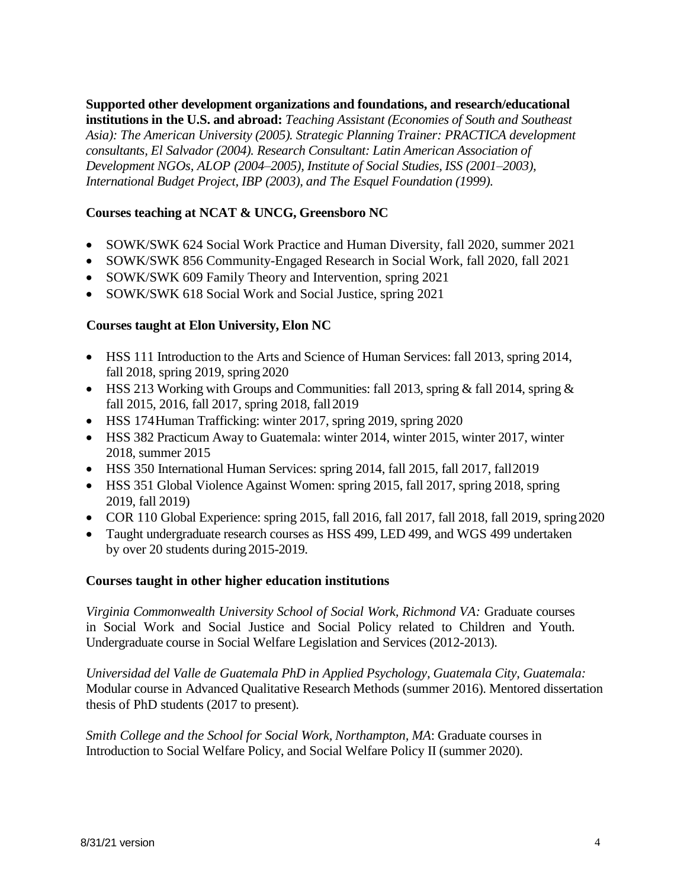**Supported other development organizations and foundations, and research/educational institutions in the U.S. and abroad:** *Teaching Assistant (Economies of South and Southeast Asia): The American University (2005). Strategic Planning Trainer: PRACTICA development consultants, El Salvador (2004). Research Consultant: Latin American Association of Development NGOs, ALOP (2004–2005), Institute of Social Studies, ISS (2001–2003), International Budget Project, IBP (2003), and The Esquel Foundation (1999).*

**Courses teaching at NCAT & UNCG, Greensboro NC**

- SOWK/SWK 624 Social Work Practice and Human Diversity, fall 2020, summer 2021
- SOWK/SWK 856 Community-Engaged Research in Social Work, fall 2020, fall 2021
- SOWK/SWK 609 Family Theory and Intervention, spring 2021
- SOWK/SWK 618 Social Work and Social Justice, spring 2021

**Courses taught at Elon University, Elon NC**

- HSS 111 Introduction to the Arts and Science of Human Services: fall 2013, spring 2014, fall 2018, spring 2019, spring 2020
- HSS 213 Working with Groups and Communities: fall 2013, spring & fall 2014, spring & fall 2015, 2016, fall 2017, spring 2018, fall 2019
- HSS 174 Human Trafficking: winter 2017, spring 2019, spring 2020
- HSS 382 Practicum Away to Guatemala: winter 2014, winter 2015, winter 2017, winter 2018, summer 2015
- HSS 350 International Human Services: spring 2014, fall 2015, fall 2017, fall 2019
- HSS 351 Global Violence Against Women: spring 2015, fall 2017, spring 2018, spring 2019, fall 2019)
- COR 110 Global Experience: spring 2015, fall 2016, fall 2017, fall 2018, fall 2019, spring 2020
- Taught undergraduate research courses as HSS 499, LED 499, and WGS 499 undertaken by over 20 students during 2015-2019.

**Courses taught in other higher education institutions**

*Virginia Commonwealth University School of Social Work, Richmond VA:* Graduate courses in Social Work and Social Justice and Social Policy related to Children and Youth. Undergraduate course in Social Welfare Legislation and Services (2012-2013).

*Universidad del Valle de Guatemala PhD in Applied Psychology, Guatemala City, Guatemala:* Modular course in Advanced Qualitative Research Methods (summer 2016). Mentored dissertation thesis of PhD students (2017 to present).

*Smith College and the School for Social Work, Northampton, MA*: Graduate courses in Introduction to Social Welfare Policy, and Social Welfare Policy II (summer 2020).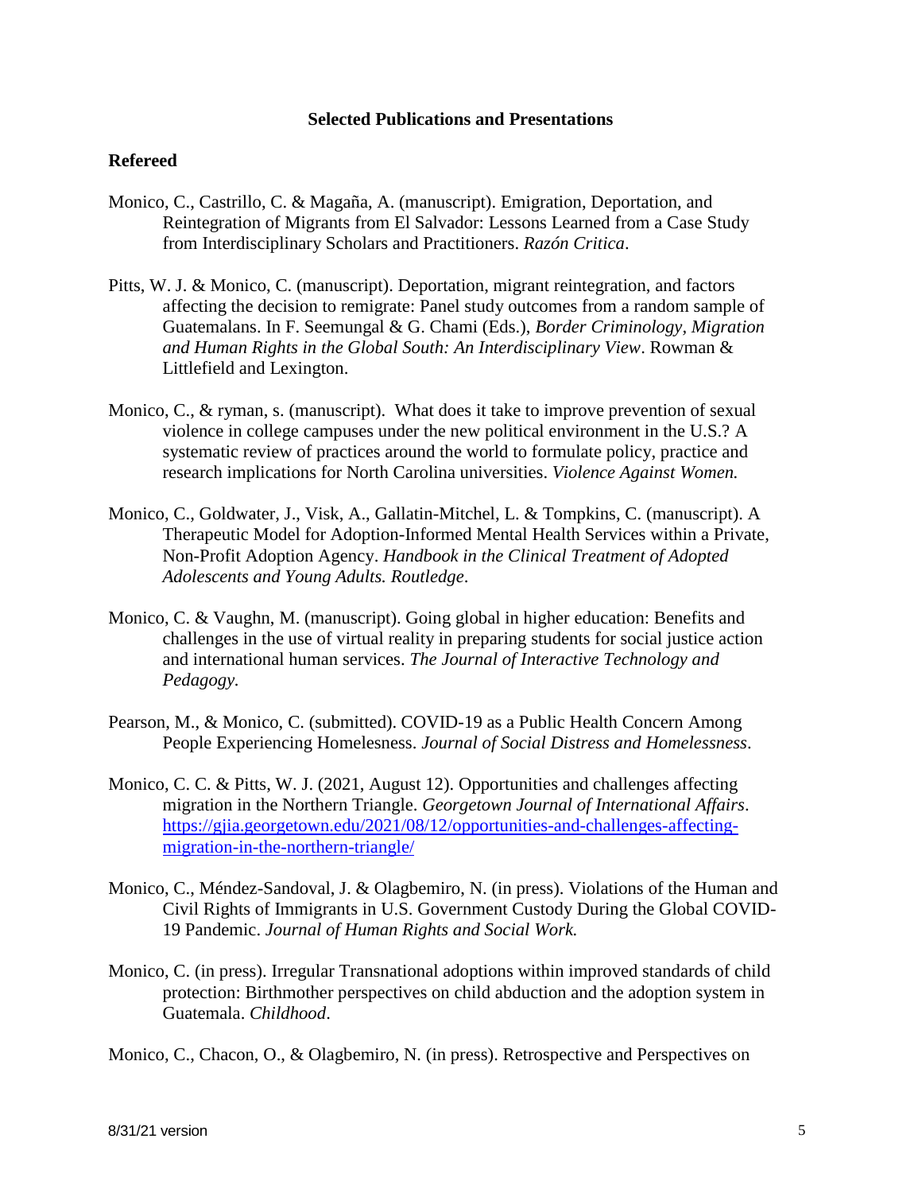**Selected Publications and Presentations**

**Refereed**

Monico, C., Castrillo, C. & Magaña, A. (manuscript). Emigration, Deportation, and Reintegration of Migrants from El Salvador: Lessons Learned from a Case Study from Interdisciplinary Scholars and Practitioners. *Razón Critica*.

Pitts, W. J. & Monico, C. (manuscript). Deportation, migrant reintegration, and factors affecting the decision to remigrate: Panel study outcomes from a random sample of Guatemalans. In F. Seemungal & G. Chami (Eds.), *Border Criminology, Migration and Human Rights in the Global South: An Interdisciplinary View*. Rowman & Littlefield and Lexington.

Monico, C., & ryman, s. (manuscript). What does it take to improve prevention of sexual violence in college campuses under the new political environment in the U.S.? A systematic review of practices around the world to formulate policy, practice and research implications for North Carolina universities. *Violence Against Women.*

Monico, C., Goldwater, J., Visk, A., Gallatin-Mitchel, L. & Tompkins, C. (manuscript). A Therapeutic Model for Adoption-Informed Mental Health Services within a Private, Non-Profit Adoption Agency. *Handbook in the Clinical Treatment of Adopted Adolescents and Young Adults. Routledge*.

Monico, C. & Vaughn, M. (manuscript). Going global in higher education: Benefits and challenges in the use of virtual reality in preparing students for social justice action and international human services. *The Journal of Interactive Technology and Pedagogy.*

Pearson, M., & Monico, C. (submitted). COVID-19 as a Public Health Concern Among People Experiencing Homelessness. *Journal of Social Distress and Homelessness*.

Monico, C. C. & Pitts, W. J. (2021, August 12). Opportunities and challenges affecting migration in the Northern Triangle. *Georgetown Journal of International Affairs*. https://gjia.georgetown.edu/2021/08/12/opportunities-and-challenges-affecting-migration-in-the-northern-triangle/

Monico, C., Méndez-Sandoval, J. & Olagbemiro, N. (in press). Violations of the Human and Civil Rights of Immigrants in U.S. Government Custody During the Global COVID-19 Pandemic. *Journal of Human Rights and Social Work.*

Monico, C. (in press). Irregular Transnational adoptions within improved standards of child protection: Birthmother perspectives on child abduction and the adoption system in Guatemala. *Childhood*.

Monico, C., Chacon, O., & Olagbemiro, N. (in press). Retrospective and Perspectives on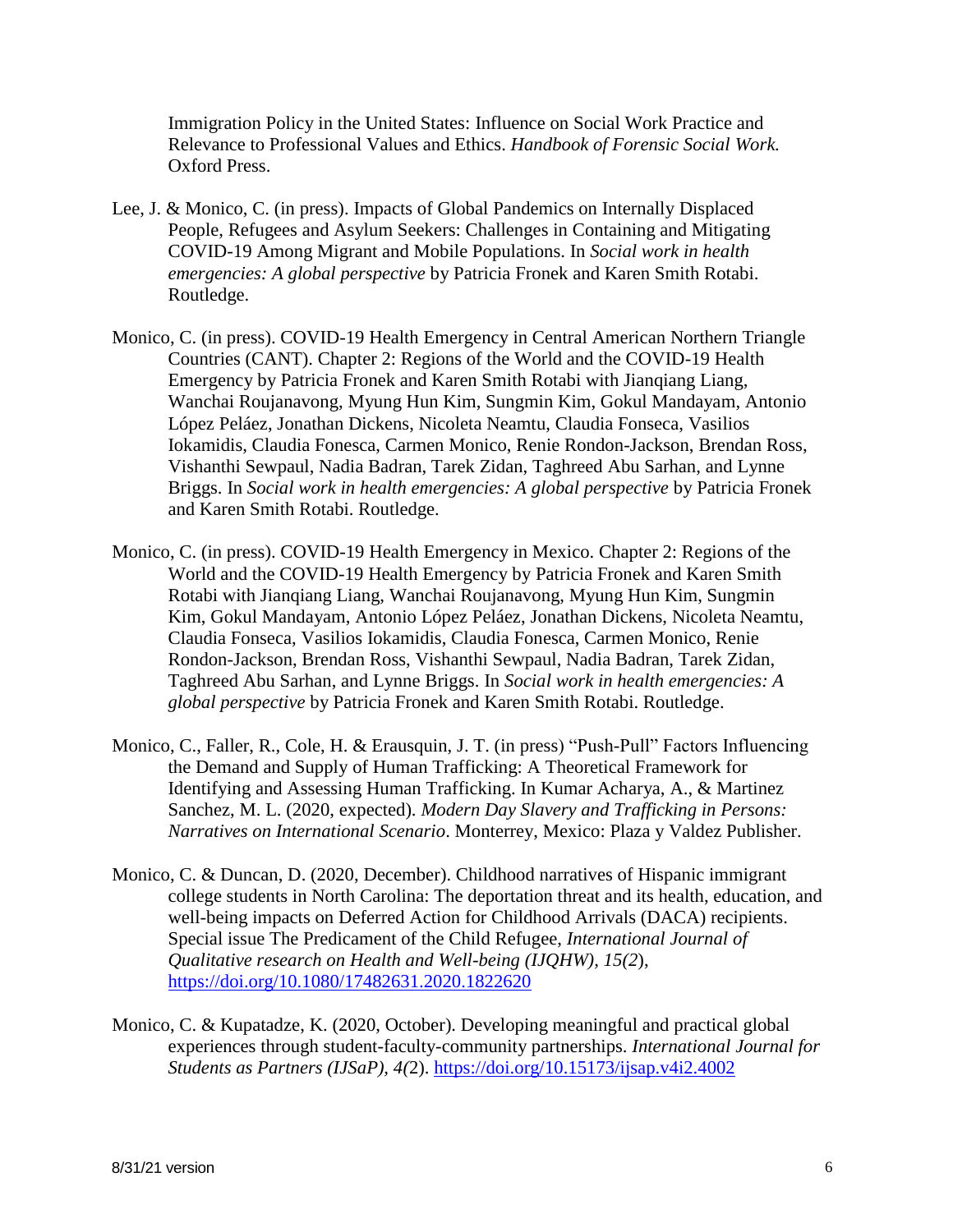Immigration Policy in the United States: Influence on Social Work Practice and Relevance to Professional Values and Ethics. *Handbook of Forensic Social Work.* Oxford Press.

Lee, J. & Monico, C. (in press). Impacts of Global Pandemics on Internally Displaced People, Refugees and Asylum Seekers: Challenges in Containing and Mitigating COVID-19 Among Migrant and Mobile Populations. In *Social work in health emergencies: A global perspective* by Patricia Fronek and Karen Smith Rotabi. Routledge.

Monico, C. (in press). COVID-19 Health Emergency in Central American Northern Triangle Countries (CANT). Chapter 2: Regions of the World and the COVID-19 Health Emergency by Patricia Fronek and Karen Smith Rotabi with Jianqiang Liang, Wanchai Roujanavong, Myung Hun Kim, Sungmin Kim, Gokul Mandayam, Antonio López Peláez, Jonathan Dickens, Nicoleta Neamtu, Claudia Fonseca, Vasilios Iokamidis, Claudia Fonesca, Carmen Monico, Renie Rondon-Jackson, Brendan Ross, Vishanthi Sewpaul, Nadia Badran, Tarek Zidan, Taghreed Abu Sarhan, and Lynne Briggs. In *Social work in health emergencies: A global perspective* by Patricia Fronek and Karen Smith Rotabi. Routledge.

Monico, C. (in press). COVID-19 Health Emergency in Mexico. Chapter 2: Regions of the World and the COVID-19 Health Emergency by Patricia Fronek and Karen Smith Rotabi with Jianqiang Liang, Wanchai Roujanavong, Myung Hun Kim, Sungmin Kim, Gokul Mandayam, Antonio López Peláez, Jonathan Dickens, Nicoleta Neamtu, Claudia Fonseca, Vasilios Iokamidis, Claudia Fonesca, Carmen Monico, Renie Rondon-Jackson, Brendan Ross, Vishanthi Sewpaul, Nadia Badran, Tarek Zidan, Taghreed Abu Sarhan, and Lynne Briggs. In *Social work in health emergencies: A global perspective* by Patricia Fronek and Karen Smith Rotabi. Routledge.

Monico, C., Faller, R., Cole, H. & Erausquin, J. T. (in press) "Push-Pull" Factors Influencing the Demand and Supply of Human Trafficking: A Theoretical Framework for Identifying and Assessing Human Trafficking. In Kumar Acharya, A., & Martinez Sanchez, M. L. (2020, expected). *Modern Day Slavery and Trafficking in Persons: Narratives on International Scenario*. Monterrey, Mexico: Plaza y Valdez Publisher.

Monico, C. & Duncan, D. (2020, December). Childhood narratives of Hispanic immigrant college students in North Carolina: The deportation threat and its health, education, and well-being impacts on Deferred Action for Childhood Arrivals (DACA) recipients. Special issue The Predicament of the Child Refugee, *International Journal of Qualitative research on Health and Well-being (IJQHW), 15(2*), https://doi.org/10.1080/17482631.2020.1822620

Monico, C. & Kupatadze, K. (2020, October). Developing meaningful and practical global experiences through student-faculty-community partnerships. *International Journal for Students as Partners (IJSaP), 4(*2). https://doi.org/10.15173/ijsap.v4i2.4002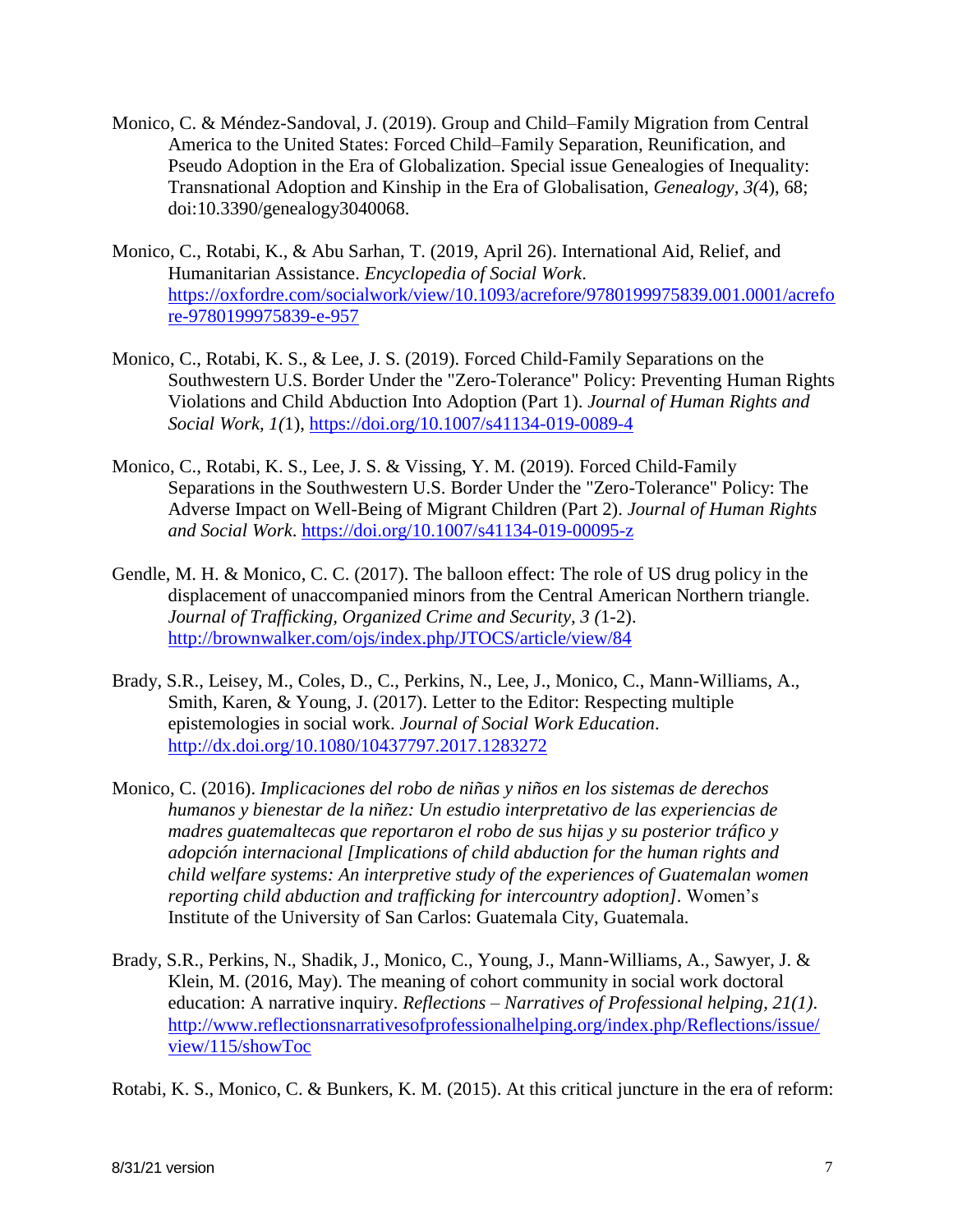Monico, C. & Méndez-Sandoval, J. (2019). Group and Child–Family Migration from Central America to the United States: Forced Child–Family Separation, Reunification, and Pseudo Adoption in the Era of Globalization. Special issue Genealogies of Inequality: Transnational Adoption and Kinship in the Era of Globalisation, *Genealogy, 3(*4), 68; doi:10.3390/genealogy3040068.

Monico, C., Rotabi, K., & Abu Sarhan, T. (2019, April 26). International Aid, Relief, and Humanitarian Assistance. *Encyclopedia of Social Work*. https://oxfordre.com/socialwork/view/10.1093/acrefore/9780199975839.001.0001/acrefore-9780199975839-e-957

Monico, C., Rotabi, K. S., & Lee, J. S. (2019). Forced Child-Family Separations on the Southwestern U.S. Border Under the "Zero-Tolerance" Policy: Preventing Human Rights Violations and Child Abduction Into Adoption (Part 1). *Journal of Human Rights and Social Work, 1(*1), https://doi.org/10.1007/s41134-019-0089-4

Monico, C., Rotabi, K. S., Lee, J. S. & Vissing, Y. M. (2019). Forced Child-Family Separations in the Southwestern U.S. Border Under the "Zero-Tolerance" Policy: The Adverse Impact on Well-Being of Migrant Children (Part 2). *Journal of Human Rights and Social Work*. https://doi.org/10.1007/s41134-019-00095-z

Gendle, M. H. & Monico, C. C. (2017). The balloon effect: The role of US drug policy in the displacement of unaccompanied minors from the Central American Northern triangle. *Journal of Trafficking, Organized Crime and Security, 3 (*1-2). http://brownwalker.com/ojs/index.php/JTOCS/article/view/84

Brady, S.R., Leisey, M., Coles, D., C., Perkins, N., Lee, J., Monico, C., Mann-Williams, A., Smith, Karen, & Young, J. (2017). Letter to the Editor: Respecting multiple epistemologies in social work. *Journal of Social Work Education*. http://dx.doi.org/10.1080/10437797.2017.1283272

Monico, C. (2016). *Implicaciones del robo de niñas y niños en los sistemas de derechos humanos y bienestar de la niñez: Un estudio interpretativo de las experiencias de madres guatemaltecas que reportaron el robo de sus hijas y su posterior tráfico y adopción internacional [Implications of child abduction for the human rights and child welfare systems: An interpretive study of the experiences of Guatemalan women reporting child abduction and trafficking for intercountry adoption]*. Women's Institute of the University of San Carlos: Guatemala City, Guatemala.

Brady, S.R., Perkins, N., Shadik, J., Monico, C., Young, J., Mann-Williams, A., Sawyer, J. & Klein, M. (2016, May). The meaning of cohort community in social work doctoral education: A narrative inquiry. *Reflections – Narratives of Professional helping, 21(1)*. http://www.reflectionsnarrativesofprofessionalhelping.org/index.php/Reflections/issue/view/115/showToc

Rotabi, K. S., Monico, C. & Bunkers, K. M. (2015). At this critical juncture in the era of reform: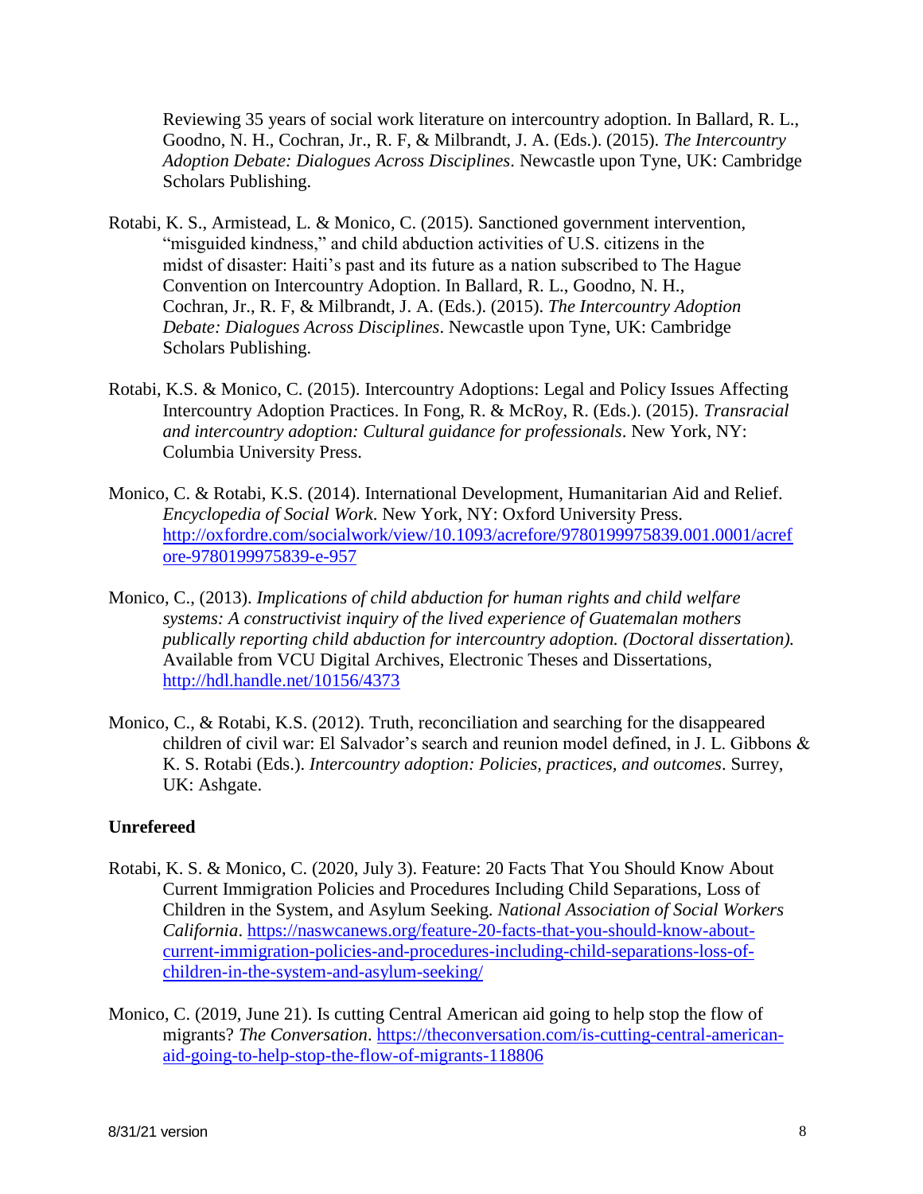Reviewing 35 years of social work literature on intercountry adoption. In Ballard, R. L., Goodno, N. H., Cochran, Jr., R. F, & Milbrandt, J. A. (Eds.). (2015). *The Intercountry Adoption Debate: Dialogues Across Disciplines*. Newcastle upon Tyne, UK: Cambridge Scholars Publishing.

Rotabi, K. S., Armistead, L. & Monico, C. (2015). Sanctioned government intervention, "misguided kindness," and child abduction activities of U.S. citizens in the midst of disaster: Haiti's past and its future as a nation subscribed to The Hague Convention on Intercountry Adoption. In Ballard, R. L., Goodno, N. H., Cochran, Jr., R. F, & Milbrandt, J. A. (Eds.). (2015). *The Intercountry Adoption Debate: Dialogues Across Disciplines*. Newcastle upon Tyne, UK: Cambridge Scholars Publishing.

Rotabi, K.S. & Monico, C. (2015). Intercountry Adoptions: Legal and Policy Issues Affecting Intercountry Adoption Practices. In Fong, R. & McRoy, R. (Eds.). (2015). *Transracial and intercountry adoption: Cultural guidance for professionals*. New York, NY: Columbia University Press.

Monico, C. & Rotabi, K.S. (2014). International Development, Humanitarian Aid and Relief. *Encyclopedia of Social Work*. New York, NY: Oxford University Press. http://oxfordre.com/socialwork/view/10.1093/acrefore/9780199975839.001.0001/acrefore-9780199975839-e-957

Monico, C., (2013). *Implications of child abduction for human rights and child welfare systems: A constructivist inquiry of the lived experience of Guatemalan mothers publically reporting child abduction for intercountry adoption. (Doctoral dissertation).* Available from VCU Digital Archives, Electronic Theses and Dissertations, http://hdl.handle.net/10156/4373

Monico, C., & Rotabi, K.S. (2012). Truth, reconciliation and searching for the disappeared children of civil war: El Salvador's search and reunion model defined, in J. L. Gibbons & K. S. Rotabi (Eds.). *Intercountry adoption: Policies, practices, and outcomes*. Surrey, UK: Ashgate.

**Unrefereed**

Rotabi, K. S. & Monico, C. (2020, July 3). Feature: 20 Facts That You Should Know About Current Immigration Policies and Procedures Including Child Separations, Loss of Children in the System, and Asylum Seeking. *National Association of Social Workers California*. https://naswcanews.org/feature-20-facts-that-you-should-know-about-current-immigration-policies-and-procedures-including-child-separations-loss-of-children-in-the-system-and-asylum-seeking/

Monico, C. (2019, June 21). Is cutting Central American aid going to help stop the flow of migrants? *The Conversation*. https://theconversation.com/is-cutting-central-american-aid-going-to-help-stop-the-flow-of-migrants-118806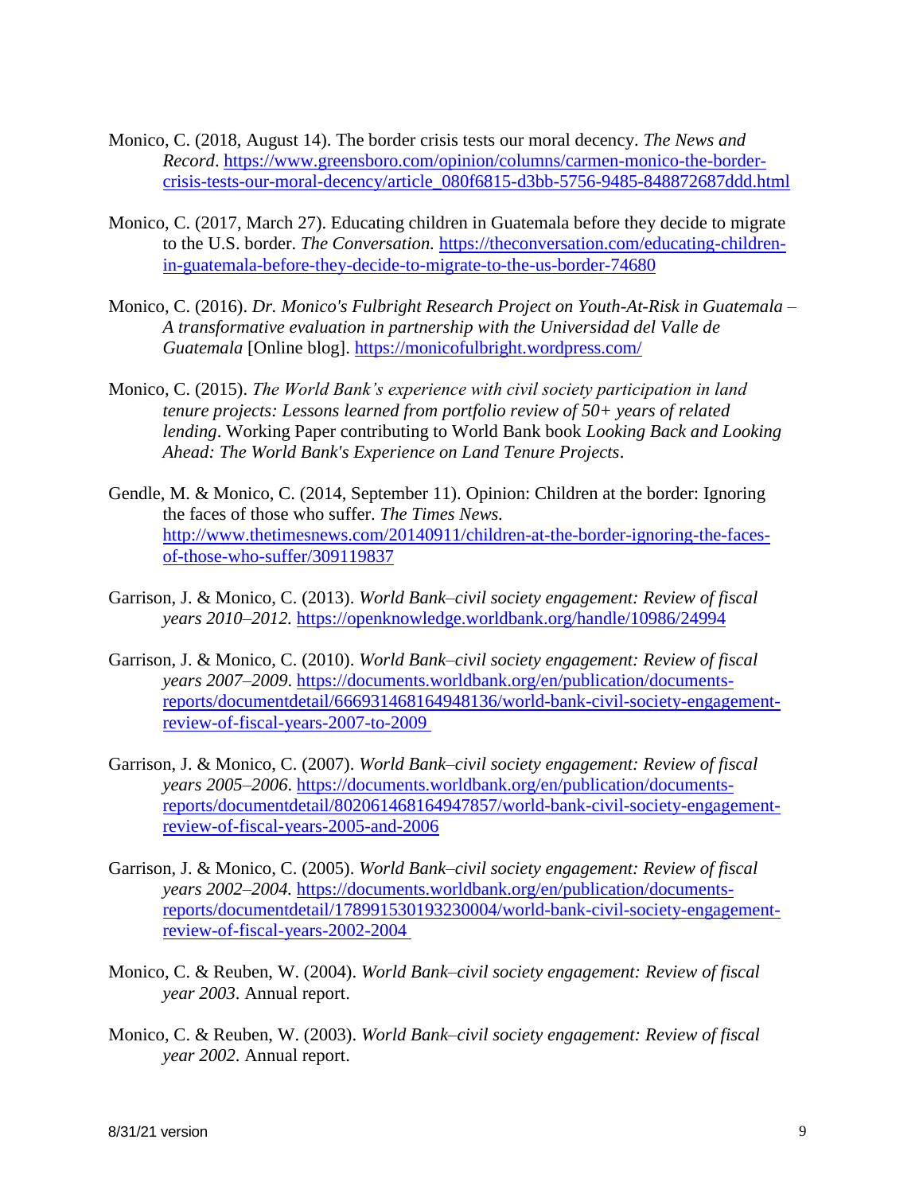Monico, C. (2018, August 14). The border crisis tests our moral decency. *The News and Record*. https://www.greensboro.com/opinion/columns/carmen-monico-the-border-crisis-tests-our-moral-decency/article_080f6815-d3bb-5756-9485-848872687ddd.html

Monico, C. (2017, March 27). Educating children in Guatemala before they decide to migrate to the U.S. border. *The Conversation.* https://theconversation.com/educating-children-in-guatemala-before-they-decide-to-migrate-to-the-us-border-74680

Monico, C. (2016). *Dr. Monico's Fulbright Research Project on Youth-At-Risk in Guatemala – A transformative evaluation in partnership with the Universidad del Valle de Guatemala* [Online blog]. https://monicofulbright.wordpress.com/

Monico, C. (2015). *The World Bank's experience with civil society participation in land tenure projects: Lessons learned from portfolio review of 50+ years of related lending*. Working Paper contributing to World Bank book *Looking Back and Looking Ahead: The World Bank's Experience on Land Tenure Projects*.

Gendle, M. & Monico, C. (2014, September 11). Opinion: Children at the border: Ignoring the faces of those who suffer. *The Times News.* http://www.thetimesnews.com/20140911/children-at-the-border-ignoring-the-faces-of-those-who-suffer/309119837

Garrison, J. & Monico, C. (2013). *World Bank–civil society engagement: Review of fiscal years 2010–2012.* https://openknowledge.worldbank.org/handle/10986/24994

Garrison, J. & Monico, C. (2010). *World Bank–civil society engagement: Review of fiscal years 2007–2009.* https://documents.worldbank.org/en/publication/documents-reports/documentdetail/666931468164948136/world-bank-civil-society-engagement-review-of-fiscal-years-2007-to-2009

Garrison, J. & Monico, C. (2007). *World Bank–civil society engagement: Review of fiscal years 2005–2006*. https://documents.worldbank.org/en/publication/documents-reports/documentdetail/802061468164947857/world-bank-civil-society-engagement-review-of-fiscal-years-2005-and-2006

Garrison, J. & Monico, C. (2005). *World Bank–civil society engagement: Review of fiscal years 2002–2004.* https://documents.worldbank.org/en/publication/documents-reports/documentdetail/178991530193230004/world-bank-civil-society-engagement-review-of-fiscal-years-2002-2004

Monico, C. & Reuben, W. (2004). *World Bank–civil society engagement: Review of fiscal year 2003*. Annual report.

Monico, C. & Reuben, W. (2003). *World Bank–civil society engagement: Review of fiscal year 2002*. Annual report.

8/31/21 version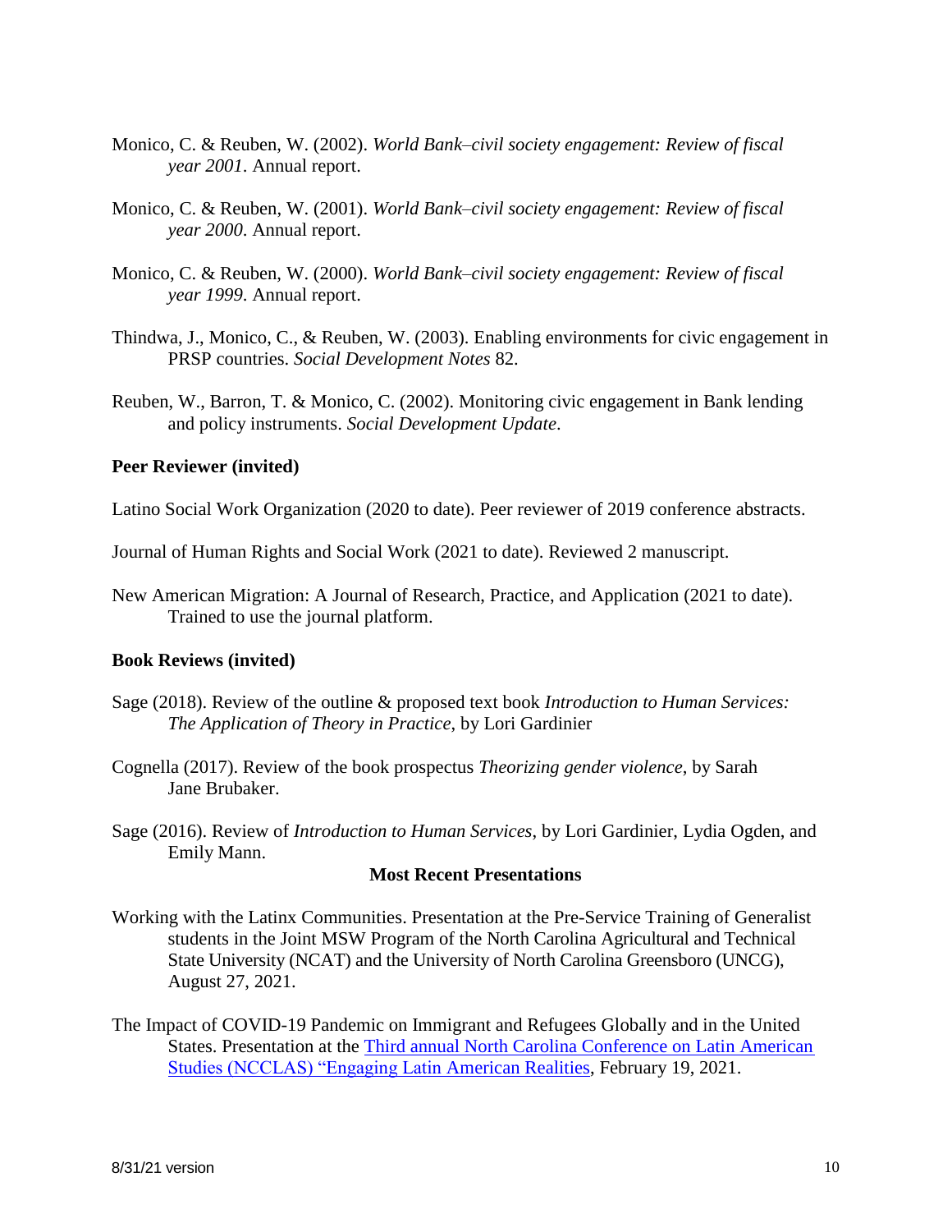Monico, C. & Reuben, W. (2002). *World Bank–civil society engagement: Review of fiscal year 2001*. Annual report.

Monico, C. & Reuben, W. (2001). *World Bank–civil society engagement: Review of fiscal year 2000*. Annual report.

Monico, C. & Reuben, W. (2000). *World Bank–civil society engagement: Review of fiscal year 1999*. Annual report.

Thindwa, J., Monico, C., & Reuben, W. (2003). Enabling environments for civic engagement in PRSP countries. *Social Development Notes* 82.

Reuben, W., Barron, T. & Monico, C. (2002). Monitoring civic engagement in Bank lending and policy instruments. *Social Development Update*.

**Peer Reviewer (invited)**

Latino Social Work Organization (2020 to date). Peer reviewer of 2019 conference abstracts.

Journal of Human Rights and Social Work (2021 to date). Reviewed 2 manuscript.

New American Migration: A Journal of Research, Practice, and Application (2021 to date). Trained to use the journal platform.

**Book Reviews (invited)**

Sage (2018). Review of the outline & proposed text book *Introduction to Human Services: The Application of Theory in Practice*, by Lori Gardinier

Cognella (2017). Review of the book prospectus *Theorizing gender violence*, by Sarah Jane Brubaker.

Sage (2016). Review of *Introduction to Human Services*, by Lori Gardinier, Lydia Ogden, and Emily Mann.

## Most Recent Presentations

Working with the Latinx Communities. Presentation at the Pre-Service Training of Generalist students in the Joint MSW Program of the North Carolina Agricultural and Technical State University (NCAT) and the University of North Carolina Greensboro (UNCG), August 27, 2021.

The Impact of COVID-19 Pandemic on Immigrant and Refugees Globally and in the United States. Presentation at the Third annual North Carolina Conference on Latin American Studies (NCCLAS) "Engaging Latin American Realities, February 19, 2021.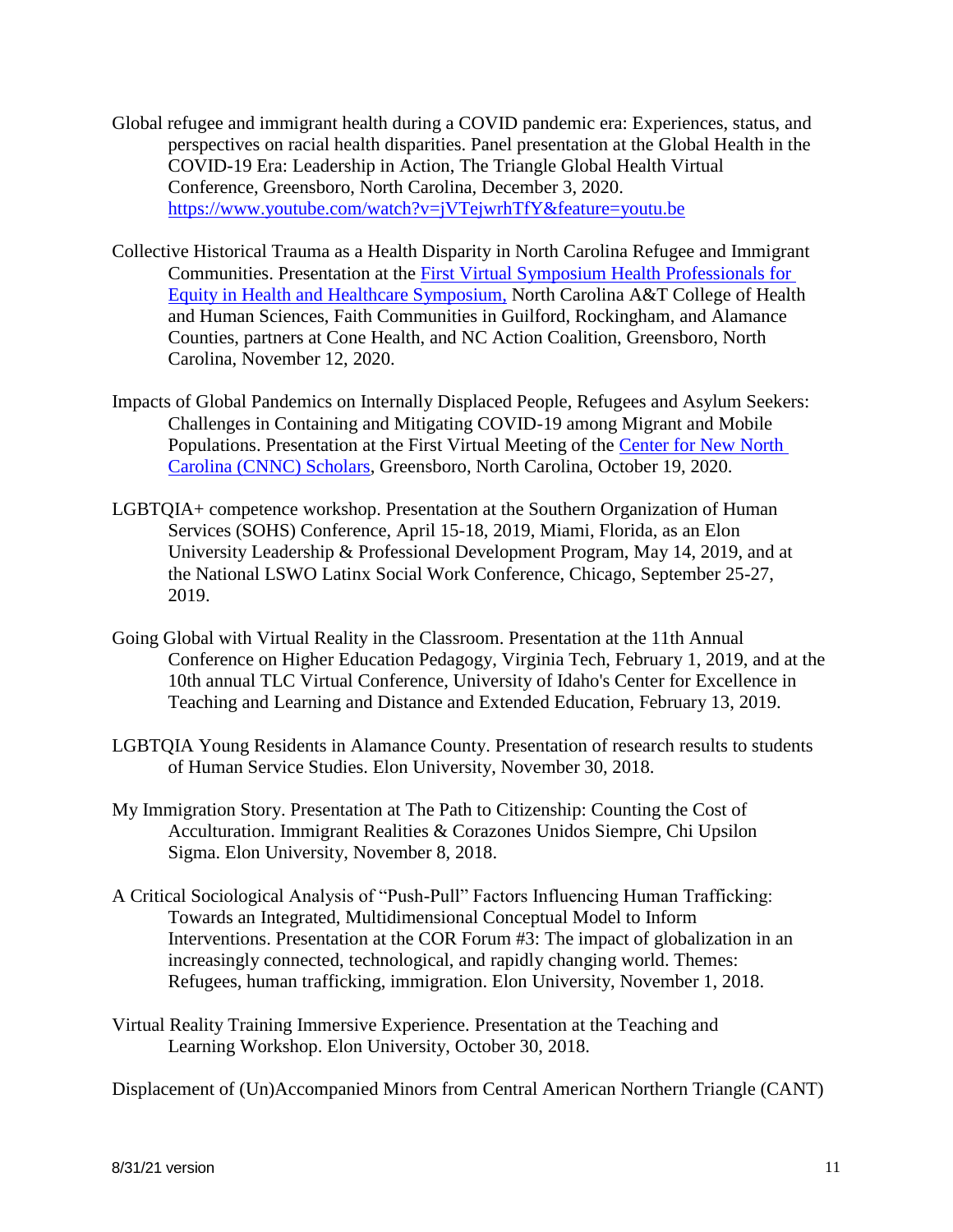Global refugee and immigrant health during a COVID pandemic era: Experiences, status, and perspectives on racial health disparities. Panel presentation at the Global Health in the COVID-19 Era: Leadership in Action, The Triangle Global Health Virtual Conference, Greensboro, North Carolina, December 3, 2020. https://www.youtube.com/watch?v=jVTejwrhTfY&feature=youtu.be

Collective Historical Trauma as a Health Disparity in North Carolina Refugee and Immigrant Communities. Presentation at the First Virtual Symposium Health Professionals for Equity in Health and Healthcare Symposium, North Carolina A&T College of Health and Human Sciences, Faith Communities in Guilford, Rockingham, and Alamance Counties, partners at Cone Health, and NC Action Coalition, Greensboro, North Carolina, November 12, 2020.

Impacts of Global Pandemics on Internally Displaced People, Refugees and Asylum Seekers: Challenges in Containing and Mitigating COVID-19 among Migrant and Mobile Populations. Presentation at the First Virtual Meeting of the Center for New North Carolina (CNNC) Scholars, Greensboro, North Carolina, October 19, 2020.

LGBTQIA+ competence workshop. Presentation at the Southern Organization of Human Services (SOHS) Conference, April 15-18, 2019, Miami, Florida, as an Elon University Leadership & Professional Development Program, May 14, 2019, and at the National LSWO Latinx Social Work Conference, Chicago, September 25-27, 2019.

Going Global with Virtual Reality in the Classroom. Presentation at the 11th Annual Conference on Higher Education Pedagogy, Virginia Tech, February 1, 2019, and at the 10th annual TLC Virtual Conference, University of Idaho's Center for Excellence in Teaching and Learning and Distance and Extended Education, February 13, 2019.

LGBTQIA Young Residents in Alamance County. Presentation of research results to students of Human Service Studies. Elon University, November 30, 2018.

My Immigration Story. Presentation at The Path to Citizenship: Counting the Cost of Acculturation. Immigrant Realities & Corazones Unidos Siempre, Chi Upsilon Sigma. Elon University, November 8, 2018.

A Critical Sociological Analysis of "Push-Pull" Factors Influencing Human Trafficking: Towards an Integrated, Multidimensional Conceptual Model to Inform Interventions. Presentation at the COR Forum #3: The impact of globalization in an increasingly connected, technological, and rapidly changing world. Themes: Refugees, human trafficking, immigration. Elon University, November 1, 2018.

Virtual Reality Training Immersive Experience. Presentation at the Teaching and Learning Workshop. Elon University, October 30, 2018.

Displacement of (Un)Accompanied Minors from Central American Northern Triangle (CANT)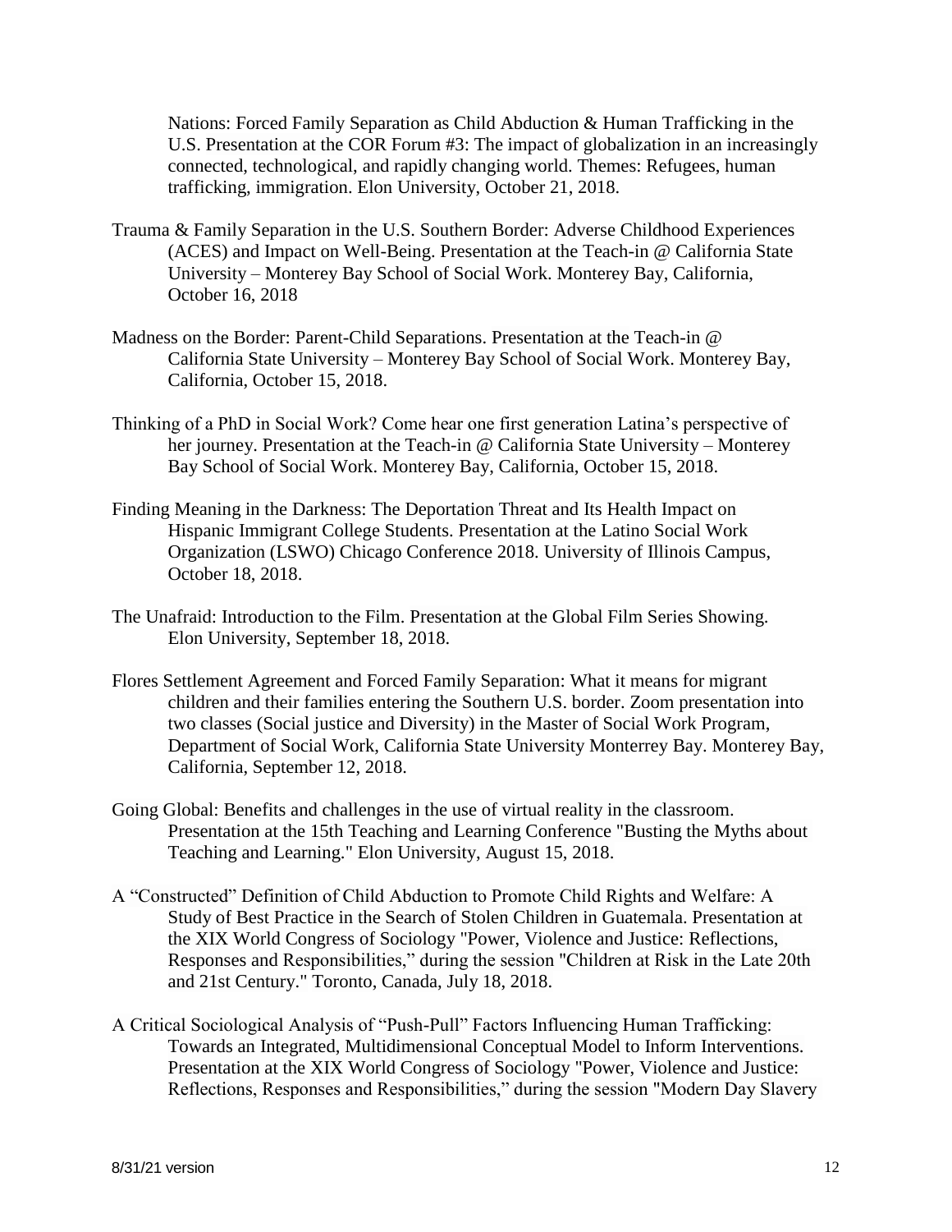Nations: Forced Family Separation as Child Abduction & Human Trafficking in the U.S. Presentation at the COR Forum #3: The impact of globalization in an increasingly connected, technological, and rapidly changing world. Themes: Refugees, human trafficking, immigration. Elon University, October 21, 2018.

Trauma & Family Separation in the U.S. Southern Border: Adverse Childhood Experiences (ACES) and Impact on Well-Being. Presentation at the Teach-in @ California State University – Monterey Bay School of Social Work. Monterey Bay, California, October 16, 2018

Madness on the Border: Parent-Child Separations. Presentation at the Teach-in @ California State University – Monterey Bay School of Social Work. Monterey Bay, California, October 15, 2018.

Thinking of a PhD in Social Work? Come hear one first generation Latina's perspective of her journey. Presentation at the Teach-in @ California State University – Monterey Bay School of Social Work. Monterey Bay, California, October 15, 2018.

Finding Meaning in the Darkness: The Deportation Threat and Its Health Impact on Hispanic Immigrant College Students. Presentation at the Latino Social Work Organization (LSWO) Chicago Conference 2018. University of Illinois Campus, October 18, 2018.

The Unafraid: Introduction to the Film. Presentation at the Global Film Series Showing. Elon University, September 18, 2018.

Flores Settlement Agreement and Forced Family Separation: What it means for migrant children and their families entering the Southern U.S. border. Zoom presentation into two classes (Social justice and Diversity) in the Master of Social Work Program, Department of Social Work, California State University Monterrey Bay. Monterey Bay, California, September 12, 2018.

Going Global: Benefits and challenges in the use of virtual reality in the classroom. Presentation at the 15th Teaching and Learning Conference "Busting the Myths about Teaching and Learning." Elon University, August 15, 2018.

A "Constructed" Definition of Child Abduction to Promote Child Rights and Welfare: A Study of Best Practice in the Search of Stolen Children in Guatemala. Presentation at the XIX World Congress of Sociology "Power, Violence and Justice: Reflections, Responses and Responsibilities," during the session "Children at Risk in the Late 20th and 21st Century." Toronto, Canada, July 18, 2018.

A Critical Sociological Analysis of "Push-Pull" Factors Influencing Human Trafficking: Towards an Integrated, Multidimensional Conceptual Model to Inform Interventions. Presentation at the XIX World Congress of Sociology "Power, Violence and Justice: Reflections, Responses and Responsibilities," during the session "Modern Day Slavery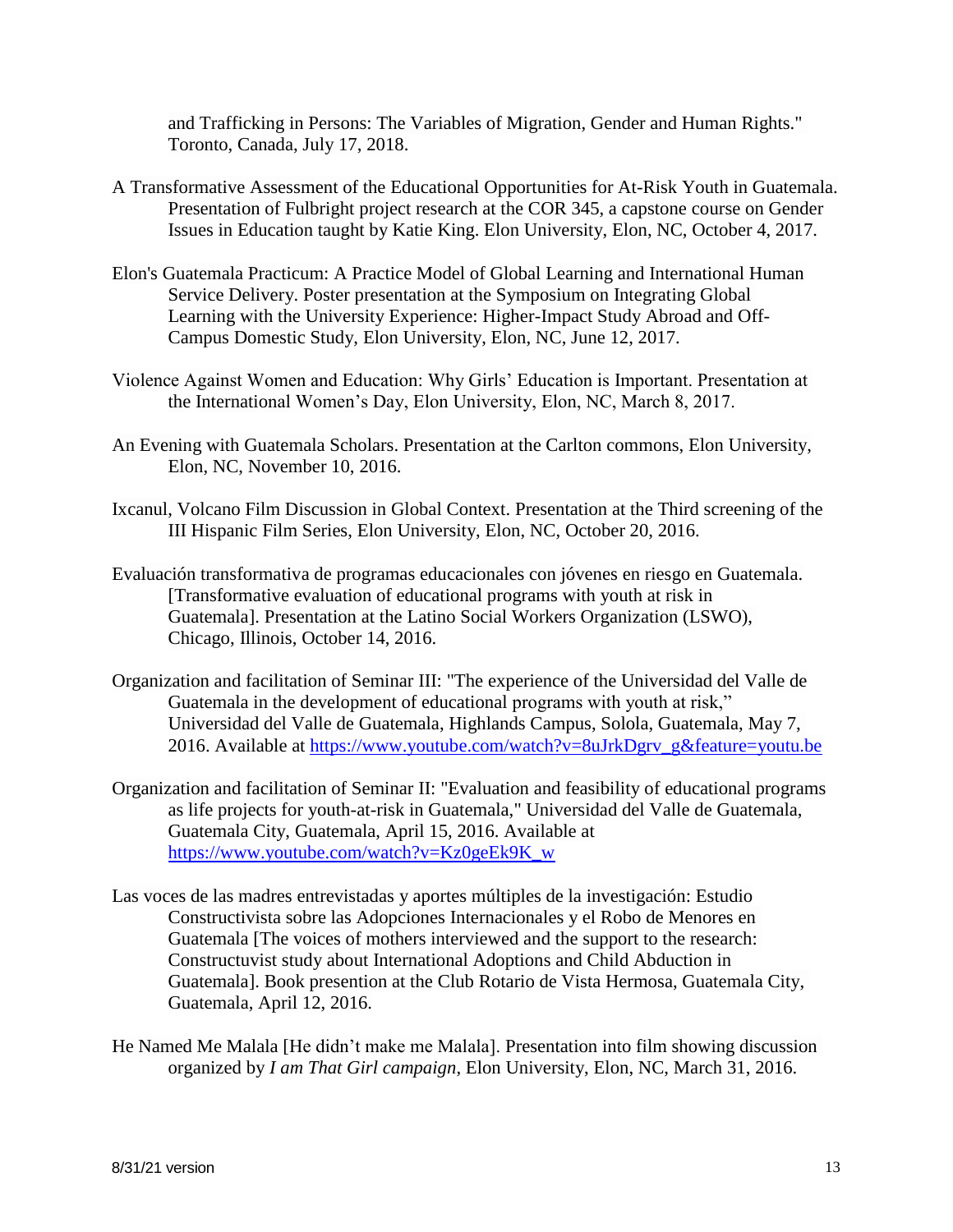and Trafficking in Persons: The Variables of Migration, Gender and Human Rights." Toronto, Canada, July 17, 2018.

A Transformative Assessment of the Educational Opportunities for At-Risk Youth in Guatemala. Presentation of Fulbright project research at the COR 345, a capstone course on Gender Issues in Education taught by Katie King. Elon University, Elon, NC, October 4, 2017.

Elon's Guatemala Practicum: A Practice Model of Global Learning and International Human Service Delivery. Poster presentation at the Symposium on Integrating Global Learning with the University Experience: Higher-Impact Study Abroad and Off-Campus Domestic Study, Elon University, Elon, NC, June 12, 2017.

Violence Against Women and Education: Why Girls' Education is Important. Presentation at the International Women's Day, Elon University, Elon, NC, March 8, 2017.

An Evening with Guatemala Scholars. Presentation at the Carlton commons, Elon University, Elon, NC, November 10, 2016.

Ixcanul, Volcano Film Discussion in Global Context. Presentation at the Third screening of the III Hispanic Film Series, Elon University, Elon, NC, October 20, 2016.

Evaluación transformativa de programas educacionales con jóvenes en riesgo en Guatemala. [Transformative evaluation of educational programs with youth at risk in Guatemala]. Presentation at the Latino Social Workers Organization (LSWO), Chicago, Illinois, October 14, 2016.

Organization and facilitation of Seminar III: "The experience of the Universidad del Valle de Guatemala in the development of educational programs with youth at risk," Universidad del Valle de Guatemala, Highlands Campus, Solola, Guatemala, May 7, 2016. Available at https://www.youtube.com/watch?v=8uJrkDgrv_g&feature=youtu.be

Organization and facilitation of Seminar II: "Evaluation and feasibility of educational programs as life projects for youth-at-risk in Guatemala," Universidad del Valle de Guatemala, Guatemala City, Guatemala, April 15, 2016. Available at https://www.youtube.com/watch?v=Kz0geEk9K_w

Las voces de las madres entrevistadas y aportes múltiples de la investigación: Estudio Constructivista sobre las Adopciones Internacionales y el Robo de Menores en Guatemala [The voices of mothers interviewed and the support to the research: Constructuvist study about International Adoptions and Child Abduction in Guatemala]. Book presention at the Club Rotario de Vista Hermosa, Guatemala City, Guatemala, April 12, 2016.

He Named Me Malala [He didn't make me Malala]. Presentation into film showing discussion organized by *I am That Girl campaign*, Elon University, Elon, NC, March 31, 2016.

8/31/21 version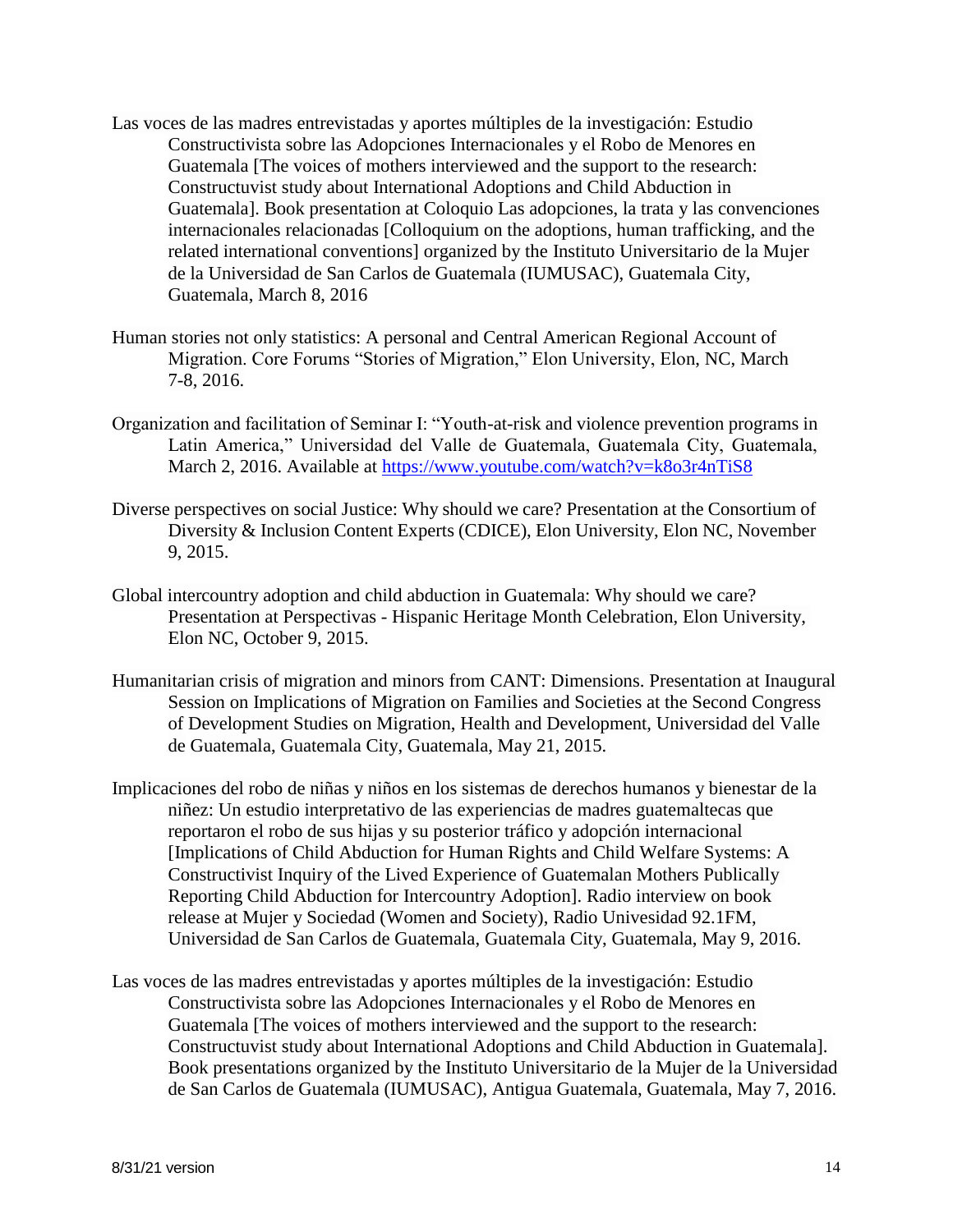Las voces de las madres entrevistadas y aportes múltiples de la investigación: Estudio Constructivista sobre las Adopciones Internacionales y el Robo de Menores en Guatemala [The voices of mothers interviewed and the support to the research: Constructuvist study about International Adoptions and Child Abduction in Guatemala]. Book presentation at Coloquio Las adopciones, la trata y las convenciones internacionales relacionadas [Colloquium on the adoptions, human trafficking, and the related international conventions] organized by the Instituto Universitario de la Mujer de la Universidad de San Carlos de Guatemala (IUMUSAC), Guatemala City, Guatemala, March 8, 2016

Human stories not only statistics: A personal and Central American Regional Account of Migration. Core Forums "Stories of Migration," Elon University, Elon, NC, March 7-8, 2016.

Organization and facilitation of Seminar I: "Youth-at-risk and violence prevention programs in Latin America," Universidad del Valle de Guatemala, Guatemala City, Guatemala, March 2, 2016. Available at https://www.youtube.com/watch?v=k8o3r4nTiS8

Diverse perspectives on social Justice: Why should we care? Presentation at the Consortium of Diversity & Inclusion Content Experts (CDICE), Elon University, Elon NC, November 9, 2015.

Global intercountry adoption and child abduction in Guatemala: Why should we care? Presentation at Perspectivas - Hispanic Heritage Month Celebration, Elon University, Elon NC, October 9, 2015.

Humanitarian crisis of migration and minors from CANT: Dimensions. Presentation at Inaugural Session on Implications of Migration on Families and Societies at the Second Congress of Development Studies on Migration, Health and Development, Universidad del Valle de Guatemala, Guatemala City, Guatemala, May 21, 2015.

Implicaciones del robo de niñas y niños en los sistemas de derechos humanos y bienestar de la niñez: Un estudio interpretativo de las experiencias de madres guatemaltecas que reportaron el robo de sus hijas y su posterior tráfico y adopción internacional [Implications of Child Abduction for Human Rights and Child Welfare Systems: A Constructivist Inquiry of the Lived Experience of Guatemalan Mothers Publically Reporting Child Abduction for Intercountry Adoption]. Radio interview on book release at Mujer y Sociedad (Women and Society), Radio Univesidad 92.1FM, Universidad de San Carlos de Guatemala, Guatemala City, Guatemala, May 9, 2016.

Las voces de las madres entrevistadas y aportes múltiples de la investigación: Estudio Constructivista sobre las Adopciones Internacionales y el Robo de Menores en Guatemala [The voices of mothers interviewed and the support to the research: Constructuvist study about International Adoptions and Child Abduction in Guatemala]. Book presentations organized by the Instituto Universitario de la Mujer de la Universidad de San Carlos de Guatemala (IUMUSAC), Antigua Guatemala, Guatemala, May 7, 2016.

8/31/21 version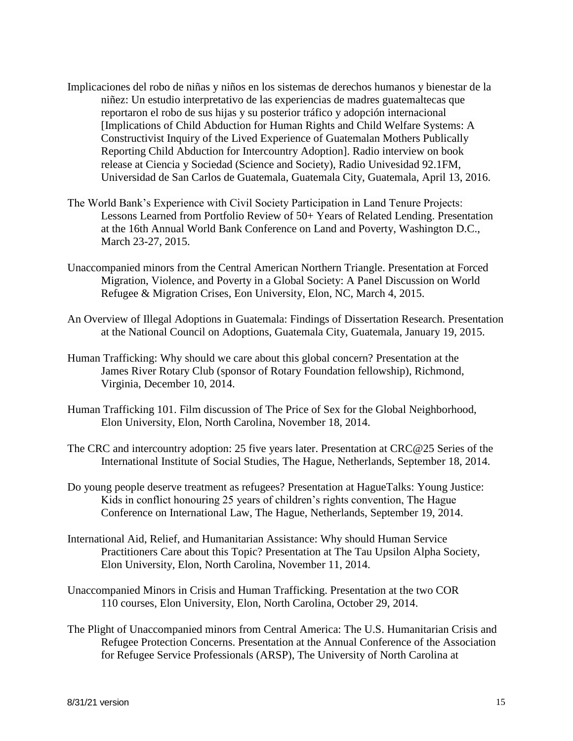Implicaciones del robo de niñas y niños en los sistemas de derechos humanos y bienestar de la niñez: Un estudio interpretativo de las experiencias de madres guatemaltecas que reportaron el robo de sus hijas y su posterior tráfico y adopción internacional [Implications of Child Abduction for Human Rights and Child Welfare Systems: A Constructivist Inquiry of the Lived Experience of Guatemalan Mothers Publically Reporting Child Abduction for Intercountry Adoption]. Radio interview on book release at Ciencia y Sociedad (Science and Society), Radio Univesidad 92.1FM, Universidad de San Carlos de Guatemala, Guatemala City, Guatemala, April 13, 2016.

The World Bank's Experience with Civil Society Participation in Land Tenure Projects: Lessons Learned from Portfolio Review of 50+ Years of Related Lending. Presentation at the 16th Annual World Bank Conference on Land and Poverty, Washington D.C., March 23-27, 2015.

Unaccompanied minors from the Central American Northern Triangle. Presentation at Forced Migration, Violence, and Poverty in a Global Society: A Panel Discussion on World Refugee & Migration Crises, Eon University, Elon, NC, March 4, 2015.

An Overview of Illegal Adoptions in Guatemala: Findings of Dissertation Research. Presentation at the National Council on Adoptions, Guatemala City, Guatemala, January 19, 2015.

Human Trafficking: Why should we care about this global concern? Presentation at the James River Rotary Club (sponsor of Rotary Foundation fellowship), Richmond, Virginia, December 10, 2014.

Human Trafficking 101. Film discussion of The Price of Sex for the Global Neighborhood, Elon University, Elon, North Carolina, November 18, 2014.

The CRC and intercountry adoption: 25 five years later. Presentation at CRC@25 Series of the International Institute of Social Studies, The Hague, Netherlands, September 18, 2014.

Do young people deserve treatment as refugees? Presentation at HagueTalks: Young Justice: Kids in conflict honouring 25 years of children's rights convention, The Hague Conference on International Law, The Hague, Netherlands, September 19, 2014.

International Aid, Relief, and Humanitarian Assistance: Why should Human Service Practitioners Care about this Topic? Presentation at The Tau Upsilon Alpha Society, Elon University, Elon, North Carolina, November 11, 2014.

Unaccompanied Minors in Crisis and Human Trafficking. Presentation at the two COR 110 courses, Elon University, Elon, North Carolina, October 29, 2014.

The Plight of Unaccompanied minors from Central America: The U.S. Humanitarian Crisis and Refugee Protection Concerns. Presentation at the Annual Conference of the Association for Refugee Service Professionals (ARSP), The University of North Carolina at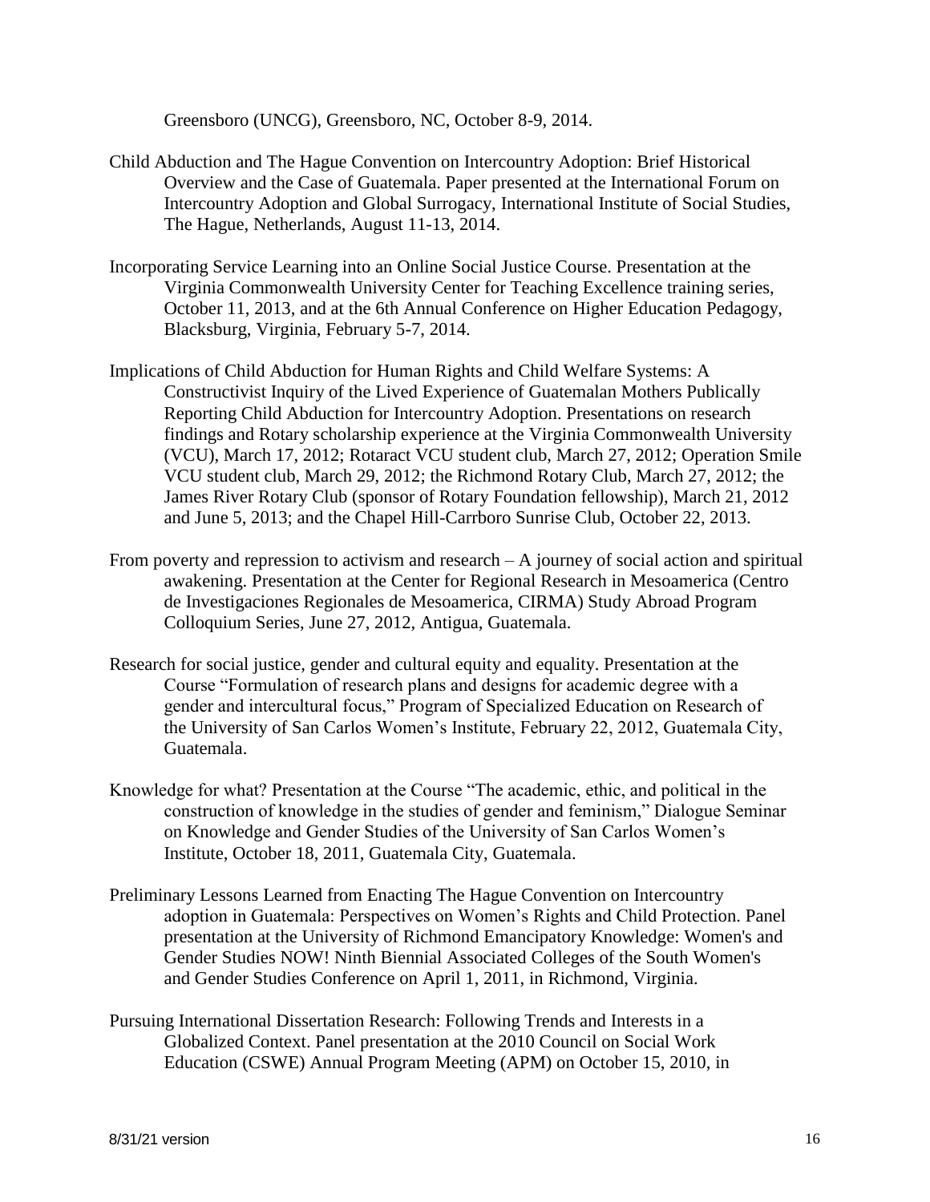Greensboro (UNCG), Greensboro, NC, October 8-9, 2014.

Child Abduction and The Hague Convention on Intercountry Adoption: Brief Historical Overview and the Case of Guatemala. Paper presented at the International Forum on Intercountry Adoption and Global Surrogacy, International Institute of Social Studies, The Hague, Netherlands, August 11-13, 2014.

Incorporating Service Learning into an Online Social Justice Course. Presentation at the Virginia Commonwealth University Center for Teaching Excellence training series, October 11, 2013, and at the 6th Annual Conference on Higher Education Pedagogy, Blacksburg, Virginia, February 5-7, 2014.

Implications of Child Abduction for Human Rights and Child Welfare Systems: A Constructivist Inquiry of the Lived Experience of Guatemalan Mothers Publically Reporting Child Abduction for Intercountry Adoption. Presentations on research findings and Rotary scholarship experience at the Virginia Commonwealth University (VCU), March 17, 2012; Rotaract VCU student club, March 27, 2012; Operation Smile VCU student club, March 29, 2012; the Richmond Rotary Club, March 27, 2012; the James River Rotary Club (sponsor of Rotary Foundation fellowship), March 21, 2012 and June 5, 2013; and the Chapel Hill-Carrboro Sunrise Club, October 22, 2013.

From poverty and repression to activism and research – A journey of social action and spiritual awakening. Presentation at the Center for Regional Research in Mesoamerica (Centro de Investigaciones Regionales de Mesoamerica, CIRMA) Study Abroad Program Colloquium Series, June 27, 2012, Antigua, Guatemala.

Research for social justice, gender and cultural equity and equality. Presentation at the Course "Formulation of research plans and designs for academic degree with a gender and intercultural focus," Program of Specialized Education on Research of the University of San Carlos Women's Institute, February 22, 2012, Guatemala City, Guatemala.

Knowledge for what? Presentation at the Course "The academic, ethic, and political in the construction of knowledge in the studies of gender and feminism," Dialogue Seminar on Knowledge and Gender Studies of the University of San Carlos Women's Institute, October 18, 2011, Guatemala City, Guatemala.

Preliminary Lessons Learned from Enacting The Hague Convention on Intercountry adoption in Guatemala: Perspectives on Women's Rights and Child Protection. Panel presentation at the University of Richmond Emancipatory Knowledge: Women's and Gender Studies NOW! Ninth Biennial Associated Colleges of the South Women's and Gender Studies Conference on April 1, 2011, in Richmond, Virginia.

Pursuing International Dissertation Research: Following Trends and Interests in a Globalized Context. Panel presentation at the 2010 Council on Social Work Education (CSWE) Annual Program Meeting (APM) on October 15, 2010, in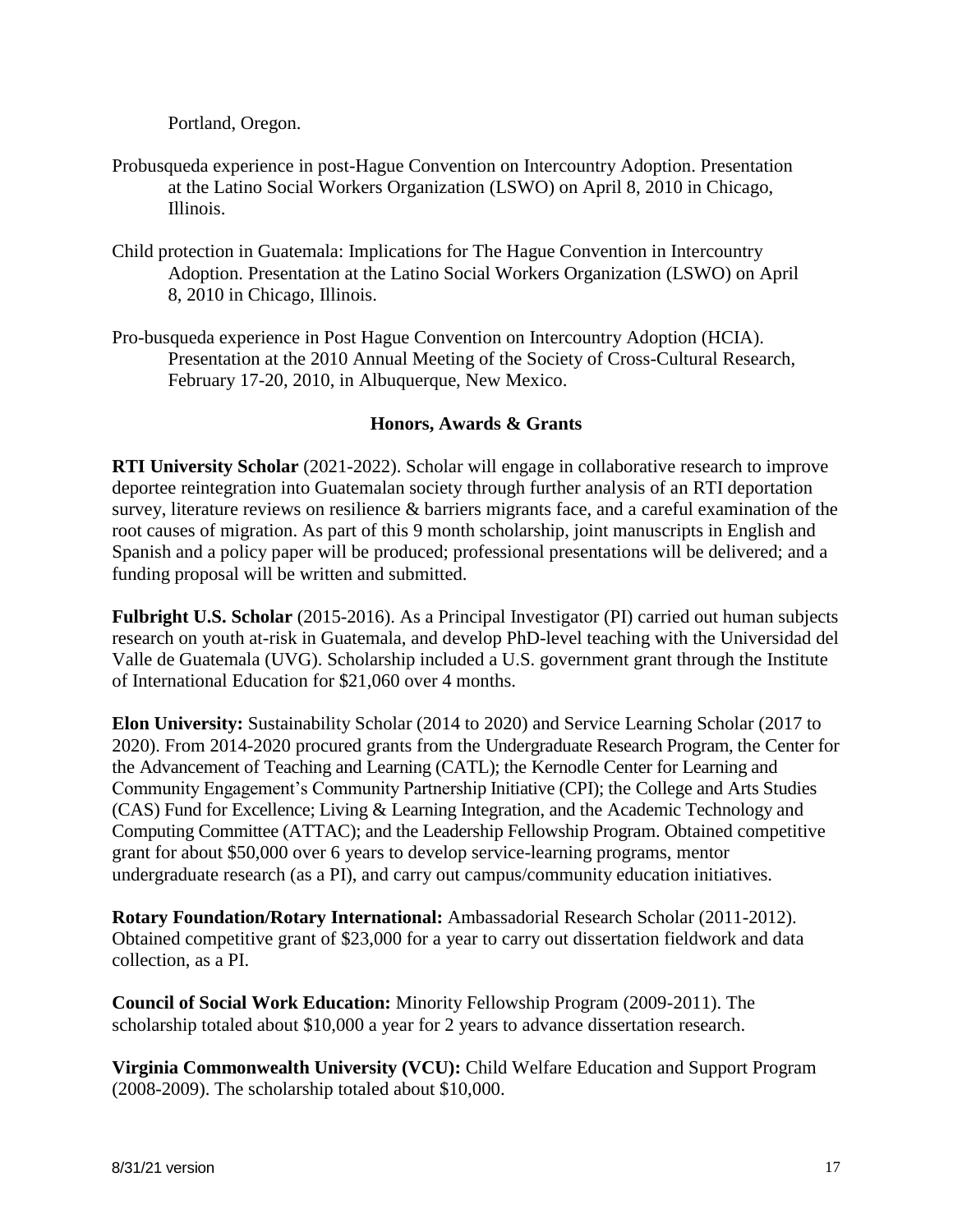Portland, Oregon.

Probusqueda experience in post-Hague Convention on Intercountry Adoption. Presentation at the Latino Social Workers Organization (LSWO) on April 8, 2010 in Chicago, Illinois.

Child protection in Guatemala: Implications for The Hague Convention in Intercountry Adoption. Presentation at the Latino Social Workers Organization (LSWO) on April 8, 2010 in Chicago, Illinois.

Pro-busqueda experience in Post Hague Convention on Intercountry Adoption (HCIA). Presentation at the 2010 Annual Meeting of the Society of Cross-Cultural Research, February 17-20, 2010, in Albuquerque, New Mexico.

## Honors, Awards & Grants

**RTI University Scholar** (2021-2022). Scholar will engage in collaborative research to improve deportee reintegration into Guatemalan society through further analysis of an RTI deportation survey, literature reviews on resilience & barriers migrants face, and a careful examination of the root causes of migration. As part of this 9 month scholarship, joint manuscripts in English and Spanish and a policy paper will be produced; professional presentations will be delivered; and a funding proposal will be written and submitted.

**Fulbright U.S. Scholar** (2015-2016). As a Principal Investigator (PI) carried out human subjects research on youth at-risk in Guatemala, and develop PhD-level teaching with the Universidad del Valle de Guatemala (UVG). Scholarship included a U.S. government grant through the Institute of International Education for $21,060 over 4 months.

**Elon University:** Sustainability Scholar (2014 to 2020) and Service Learning Scholar (2017 to 2020). From 2014-2020 procured grants from the Undergraduate Research Program, the Center for the Advancement of Teaching and Learning (CATL); the Kernodle Center for Learning and Community Engagement's Community Partnership Initiative (CPI); the College and Arts Studies (CAS) Fund for Excellence; Living & Learning Integration, and the Academic Technology and Computing Committee (ATTAC); and the Leadership Fellowship Program. Obtained competitive grant for about $50,000 over 6 years to develop service-learning programs, mentor undergraduate research (as a PI), and carry out campus/community education initiatives.

**Rotary Foundation/Rotary International:** Ambassadorial Research Scholar (2011-2012). Obtained competitive grant of $23,000 for a year to carry out dissertation fieldwork and data collection, as a PI.

**Council of Social Work Education:** Minority Fellowship Program (2009-2011). The scholarship totaled about $10,000 a year for 2 years to advance dissertation research.

**Virginia Commonwealth University (VCU):** Child Welfare Education and Support Program (2008-2009). The scholarship totaled about $10,000.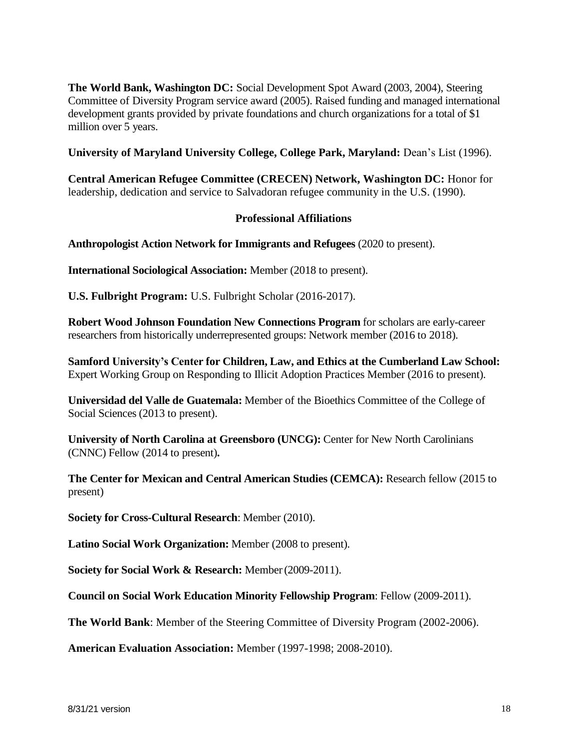**The World Bank, Washington DC:** Social Development Spot Award (2003, 2004), Steering Committee of Diversity Program service award (2005). Raised funding and managed international development grants provided by private foundations and church organizations for a total of $1 million over 5 years.

**University of Maryland University College, College Park, Maryland:** Dean's List (1996).

**Central American Refugee Committee (CRECEN) Network, Washington DC:** Honor for leadership, dedication and service to Salvadoran refugee community in the U.S. (1990).

### Professional Affiliations

**Anthropologist Action Network for Immigrants and Refugees** (2020 to present).

**International Sociological Association:** Member (2018 to present).

**U.S. Fulbright Program:** U.S. Fulbright Scholar (2016-2017).

**Robert Wood Johnson Foundation New Connections Program** for scholars are early-career researchers from historically underrepresented groups: Network member (2016 to 2018).

**Samford University's Center for Children, Law, and Ethics at the Cumberland Law School:** Expert Working Group on Responding to Illicit Adoption Practices Member (2016 to present).

**Universidad del Valle de Guatemala:** Member of the Bioethics Committee of the College of Social Sciences (2013 to present).

**University of North Carolina at Greensboro (UNCG):** Center for New North Carolinians (CNNC) Fellow (2014 to present)**.**

**The Center for Mexican and Central American Studies (CEMCA):** Research fellow (2015 to present)

**Society for Cross-Cultural Research**: Member (2010).

**Latino Social Work Organization:** Member (2008 to present).

**Society for Social Work & Research:** Member (2009-2011).

**Council on Social Work Education Minority Fellowship Program**: Fellow (2009-2011).

**The World Bank**: Member of the Steering Committee of Diversity Program (2002-2006).

**American Evaluation Association:** Member (1997-1998; 2008-2010).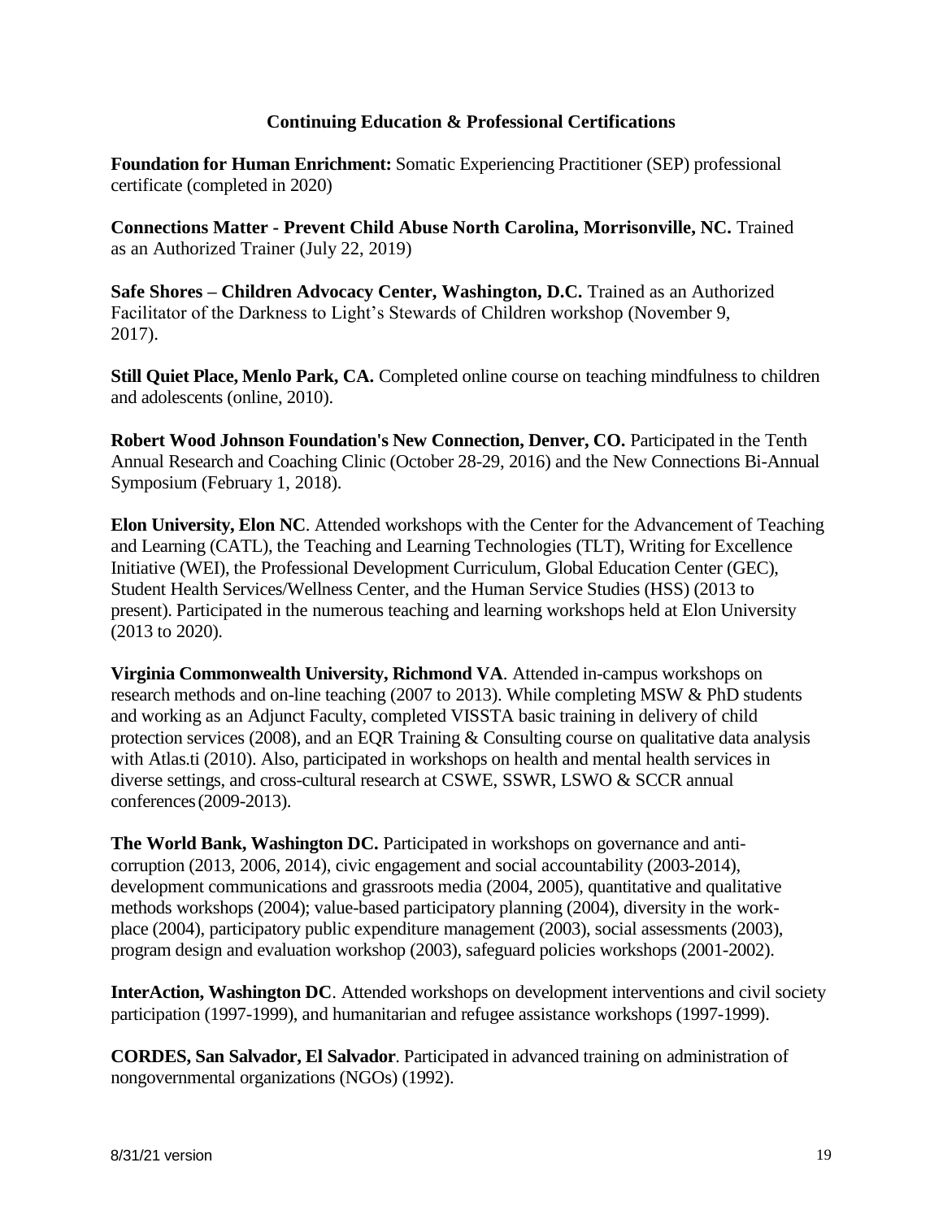## Continuing Education & Professional Certifications

**Foundation for Human Enrichment:** Somatic Experiencing Practitioner (SEP) professional certificate (completed in 2020)

**Connections Matter - Prevent Child Abuse North Carolina, Morrisonville, NC.** Trained as an Authorized Trainer (July 22, 2019)

**Safe Shores – Children Advocacy Center, Washington, D.C.** Trained as an Authorized Facilitator of the Darkness to Light's Stewards of Children workshop (November 9, 2017).

**Still Quiet Place, Menlo Park, CA.** Completed online course on teaching mindfulness to children and adolescents (online, 2010).

**Robert Wood Johnson Foundation's New Connection, Denver, CO.** Participated in the Tenth Annual Research and Coaching Clinic (October 28-29, 2016) and the New Connections Bi-Annual Symposium (February 1, 2018).

**Elon University, Elon NC**. Attended workshops with the Center for the Advancement of Teaching and Learning (CATL), the Teaching and Learning Technologies (TLT), Writing for Excellence Initiative (WEI), the Professional Development Curriculum, Global Education Center (GEC), Student Health Services/Wellness Center, and the Human Service Studies (HSS) (2013 to present). Participated in the numerous teaching and learning workshops held at Elon University (2013 to 2020).

**Virginia Commonwealth University, Richmond VA**. Attended in-campus workshops on research methods and on-line teaching (2007 to 2013). While completing MSW & PhD students and working as an Adjunct Faculty, completed VISSTA basic training in delivery of child protection services (2008), and an EQR Training & Consulting course on qualitative data analysis with Atlas.ti (2010). Also, participated in workshops on health and mental health services in diverse settings, and cross-cultural research at CSWE, SSWR, LSWO & SCCR annual conferences (2009-2013).

**The World Bank, Washington DC.** Participated in workshops on governance and anti-corruption (2013, 2006, 2014), civic engagement and social accountability (2003-2014), development communications and grassroots media (2004, 2005), quantitative and qualitative methods workshops (2004); value-based participatory planning (2004), diversity in the work-place (2004), participatory public expenditure management (2003), social assessments (2003), program design and evaluation workshop (2003), safeguard policies workshops (2001-2002).

**InterAction, Washington DC**. Attended workshops on development interventions and civil society participation (1997-1999), and humanitarian and refugee assistance workshops (1997-1999).

**CORDES, San Salvador, El Salvador**. Participated in advanced training on administration of nongovernmental organizations (NGOs) (1992).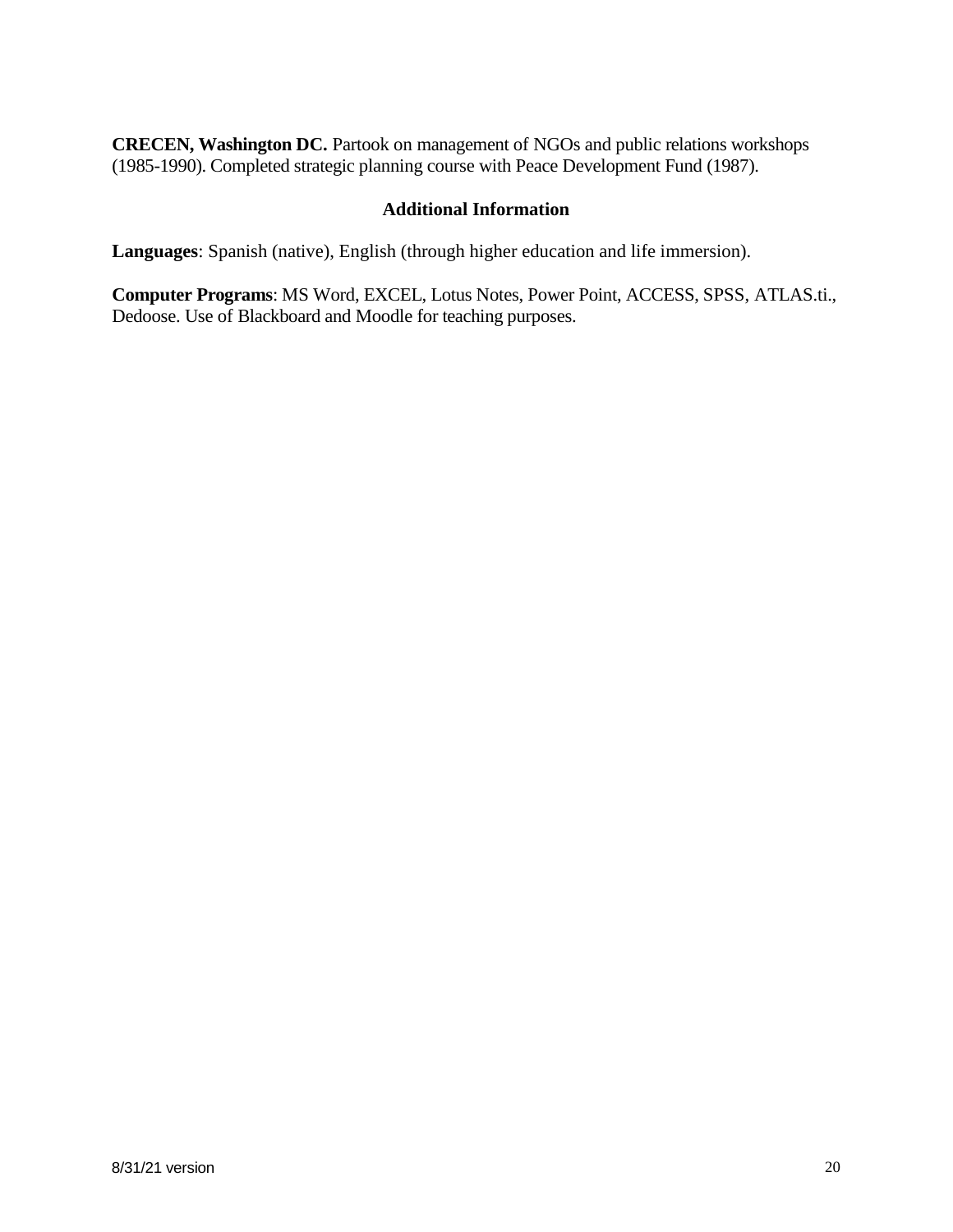**CRECEN, Washington DC.** Partook on management of NGOs and public relations workshops (1985-1990). Completed strategic planning course with Peace Development Fund (1987).

## Additional Information

**Languages**: Spanish (native), English (through higher education and life immersion).

**Computer Programs**: MS Word, EXCEL, Lotus Notes, Power Point, ACCESS, SPSS, ATLAS.ti., Dedoose. Use of Blackboard and Moodle for teaching purposes.